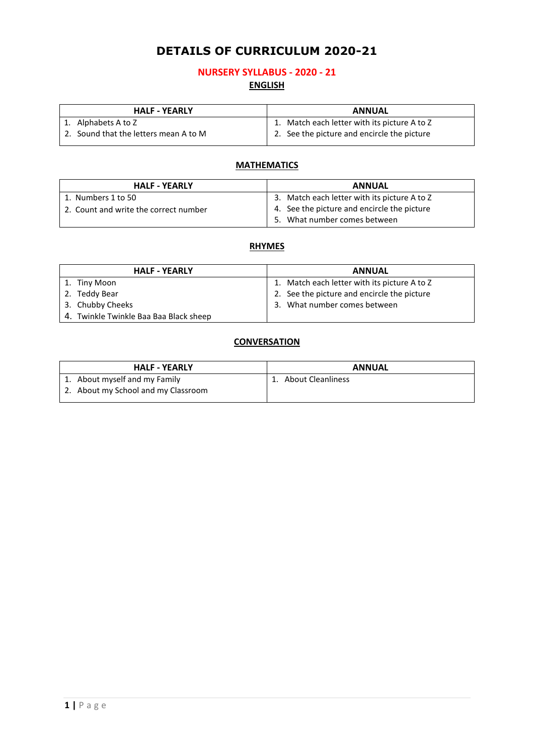# DETAILS OF CURRICULUM 2020-21

## NURSERY SYLLABUS - 2020 - 21

### ENGLISH

| HALF - YEARLY | ANNUAL |
|---|---|
| 1. Alphabets A to Z<br>2. Sound that the letters mean A to M | 1. Match each letter with its picture A to Z<br>2. See the picture and encircle the picture |

### MATHEMATICS

| HALF - YEARLY | ANNUAL |
|---|---|
| 1. Numbers 1 to 50<br>2. Count and write the correct number | 3. Match each letter with its picture A to Z<br>4. See the picture and encircle the picture<br>5. What number comes between |

### RHYMES

| HALF - YEARLY | ANNUAL |
|---|---|
| 1. Tiny Moon<br>2. Teddy Bear<br>3. Chubby Cheeks<br>4. Twinkle Twinkle Baa Baa Black sheep | 1. Match each letter with its picture A to Z<br>2. See the picture and encircle the picture<br>3. What number comes between |

### CONVERSATION

| HALF - YEARLY | ANNUAL |
|---|---|
| 1. About myself and my Family<br>2. About my School and my Classroom | 1. About Cleanliness |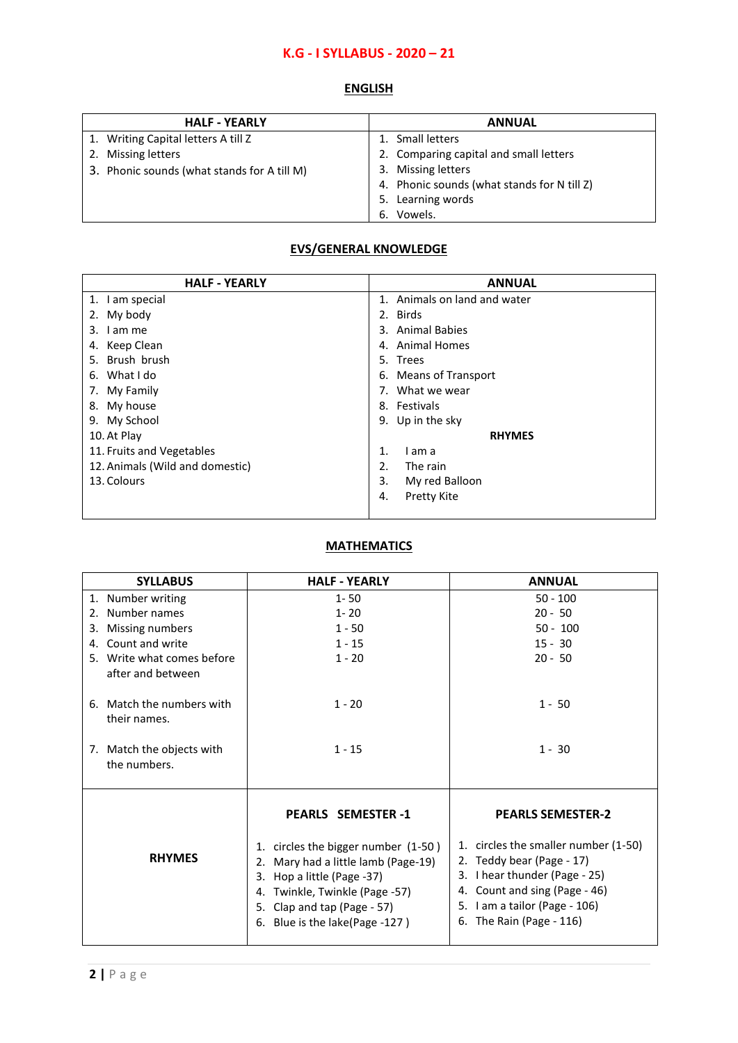# K.G - I SYLLABUS - 2020 – 21

## ENGLISH

| HALF - YEARLY | ANNUAL |
|---|---|
| 1. Writing Capital letters A till Z<br>2. Missing letters<br>3. Phonic sounds (what stands for A till M) | 1. Small letters<br>2. Comparing capital and small letters<br>3. Missing letters<br>4. Phonic sounds (what stands for N till Z)<br>5. Learning words<br>6. Vowels. |

## EVS/GENERAL KNOWLEDGE

| HALF - YEARLY | ANNUAL |
|---|---|
| 1. I am special<br>2. My body<br>3. I am me<br>4. Keep Clean<br>5. Brush brush<br>6. What I do<br>7. My Family<br>8. My house<br>9. My School<br>10. At Play<br>11. Fruits and Vegetables<br>12. Animals (Wild and domestic)<br>13. Colours | 1. Animals on land and water<br>2. Birds<br>3. Animal Babies<br>4. Animal Homes<br>5. Trees<br>6. Means of Transport<br>7. What we wear<br>8. Festivals<br>9. Up in the sky<br>**RHYMES**<br>1. I am a<br>2. The rain<br>3. My red Balloon<br>4. Pretty Kite |

## MATHEMATICS

| SYLLABUS | HALF - YEARLY | ANNUAL |
|---|---|---|
| 1. Number writing | 1- 50 | 50 - 100 |
| 2. Number names | 1- 20 | 20 - 50 |
| 3. Missing numbers | 1 - 50 | 50 - 100 |
| 4. Count and write | 1 - 15 | 15 - 30 |
| 5. Write what comes before after and between | 1 - 20 | 20 - 50 |
| 6. Match the numbers with their names. | 1 - 20 | 1 - 50 |
| 7. Match the objects with the numbers. | 1 - 15 | 1 - 30 |
| **RHYMES** | **PEARLS SEMESTER -1**<br>1. circles the bigger number (1-50 )<br>2. Mary had a little lamb (Page-19)<br>3. Hop a little (Page -37)<br>4. Twinkle, Twinkle (Page -57)<br>5. Clap and tap (Page - 57)<br>6. Blue is the lake(Page -127 ) | **PEARLS SEMESTER-2**<br>1. circles the smaller number (1-50)<br>2. Teddy bear (Page - 17)<br>3. I hear thunder (Page - 25)<br>4. Count and sing (Page - 46)<br>5. I am a tailor (Page - 106)<br>6. The Rain (Page - 116) |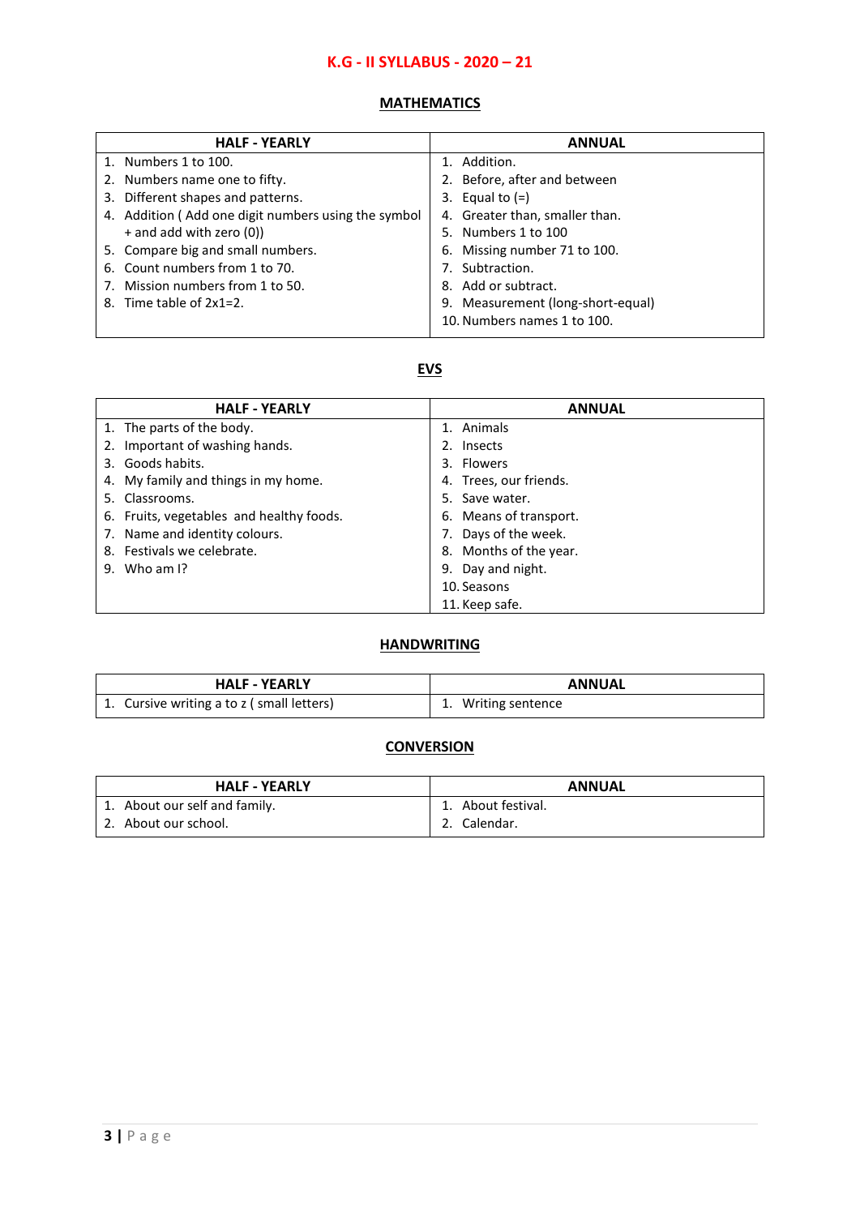# K.G - II SYLLABUS - 2020 – 21

## MATHEMATICS

| HALF - YEARLY | ANNUAL |
|---|---|
| 1. Numbers 1 to 100. | 1. Addition. |
| 2. Numbers name one to fifty. | 2. Before, after and between |
| 3. Different shapes and patterns. | 3. Equal to (=) |
| 4. Addition ( Add one digit numbers using the symbol + and add with zero (0)) | 4. Greater than, smaller than. |
| 5. Compare big and small numbers. | 5. Numbers 1 to 100 |
| 6. Count numbers from 1 to 70. | 6. Missing number 71 to 100. |
| 7. Mission numbers from 1 to 50. | 7. Subtraction. |
| 8. Time table of 2x1=2. | 8. Add or subtract. |
| | 9. Measurement (long-short-equal) |
| | 10. Numbers names 1 to 100. |

## EVS

| HALF - YEARLY | ANNUAL |
|---|---|
| 1. The parts of the body. | 1. Animals |
| 2. Important of washing hands. | 2. Insects |
| 3. Goods habits. | 3. Flowers |
| 4. My family and things in my home. | 4. Trees, our friends. |
| 5. Classrooms. | 5. Save water. |
| 6. Fruits, vegetables and healthy foods. | 6. Means of transport. |
| 7. Name and identity colours. | 7. Days of the week. |
| 8. Festivals we celebrate. | 8. Months of the year. |
| 9. Who am I? | 9. Day and night. |
| | 10. Seasons |
| | 11. Keep safe. |

## HANDWRITING

| HALF - YEARLY | ANNUAL |
|---|---|
| 1. Cursive writing a to z ( small letters) | 1. Writing sentence |

## CONVERSION

| HALF - YEARLY | ANNUAL |
|---|---|
| 1. About our self and family. | 1. About festival. |
| 2. About our school. | 2. Calendar. |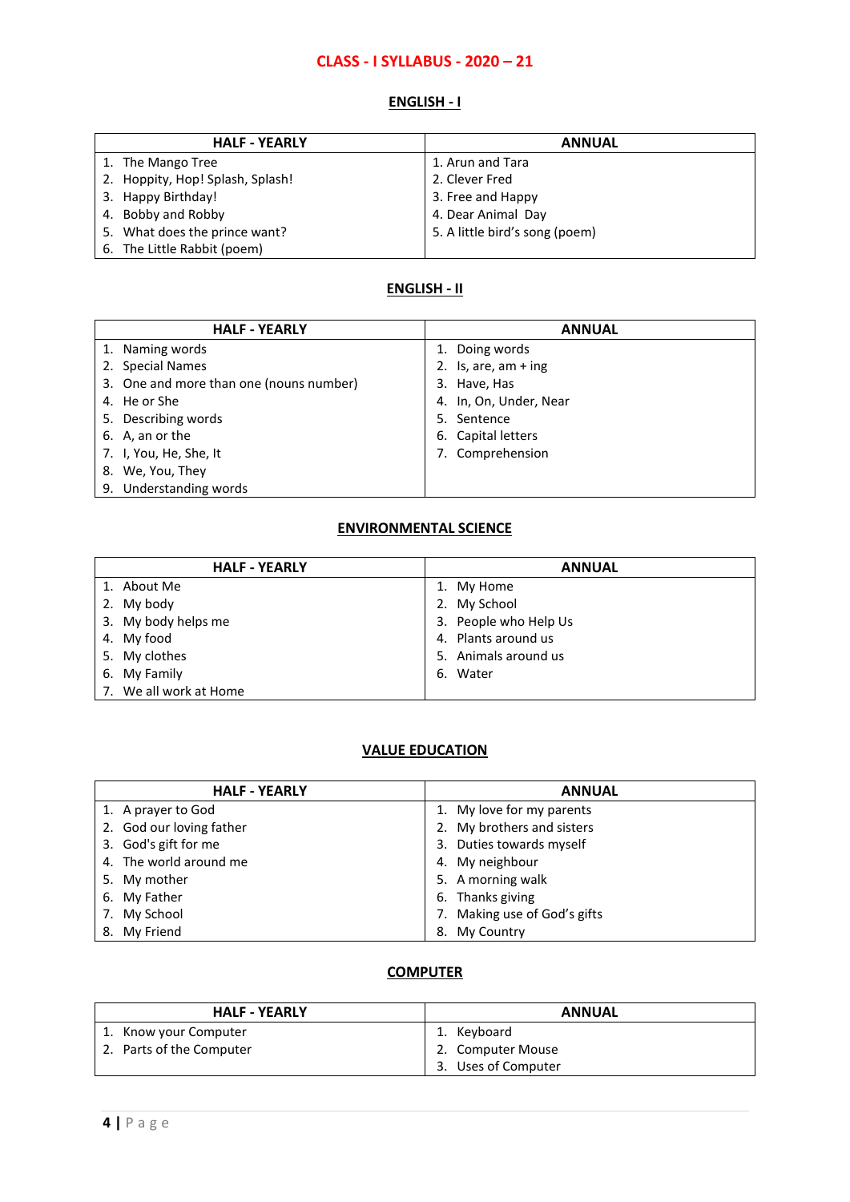# CLASS - I SYLLABUS - 2020 – 21

## ENGLISH - I

| HALF - YEARLY | ANNUAL |
|---|---|
| 1. The Mango Tree | 1. Arun and Tara |
| 2. Hoppity, Hop! Splash, Splash! | 2. Clever Fred |
| 3. Happy Birthday! | 3. Free and Happy |
| 4. Bobby and Robby | 4. Dear Animal Day |
| 5. What does the prince want? | 5. A little bird's song (poem) |
| 6. The Little Rabbit (poem) | |

## ENGLISH - II

| HALF - YEARLY | ANNUAL |
|---|---|
| 1. Naming words | 1. Doing words |
| 2. Special Names | 2. Is, are, am + ing |
| 3. One and more than one (nouns number) | 3. Have, Has |
| 4. He or She | 4. In, On, Under, Near |
| 5. Describing words | 5. Sentence |
| 6. A, an or the | 6. Capital letters |
| 7. I, You, He, She, It | 7. Comprehension |
| 8. We, You, They | |
| 9. Understanding words | |

## ENVIRONMENTAL SCIENCE

| HALF - YEARLY | ANNUAL |
|---|---|
| 1. About Me | 1. My Home |
| 2. My body | 2. My School |
| 3. My body helps me | 3. People who Help Us |
| 4. My food | 4. Plants around us |
| 5. My clothes | 5. Animals around us |
| 6. My Family | 6. Water |
| 7. We all work at Home | |

## VALUE EDUCATION

| HALF - YEARLY | ANNUAL |
|---|---|
| 1. A prayer to God | 1. My love for my parents |
| 2. God our loving father | 2. My brothers and sisters |
| 3. God's gift for me | 3. Duties towards myself |
| 4. The world around me | 4. My neighbour |
| 5. My mother | 5. A morning walk |
| 6. My Father | 6. Thanks giving |
| 7. My School | 7. Making use of God's gifts |
| 8. My Friend | 8. My Country |

## COMPUTER

| HALF - YEARLY | ANNUAL |
|---|---|
| 1. Know your Computer | 1. Keyboard |
| 2. Parts of the Computer | 2. Computer Mouse |
| | 3. Uses of Computer |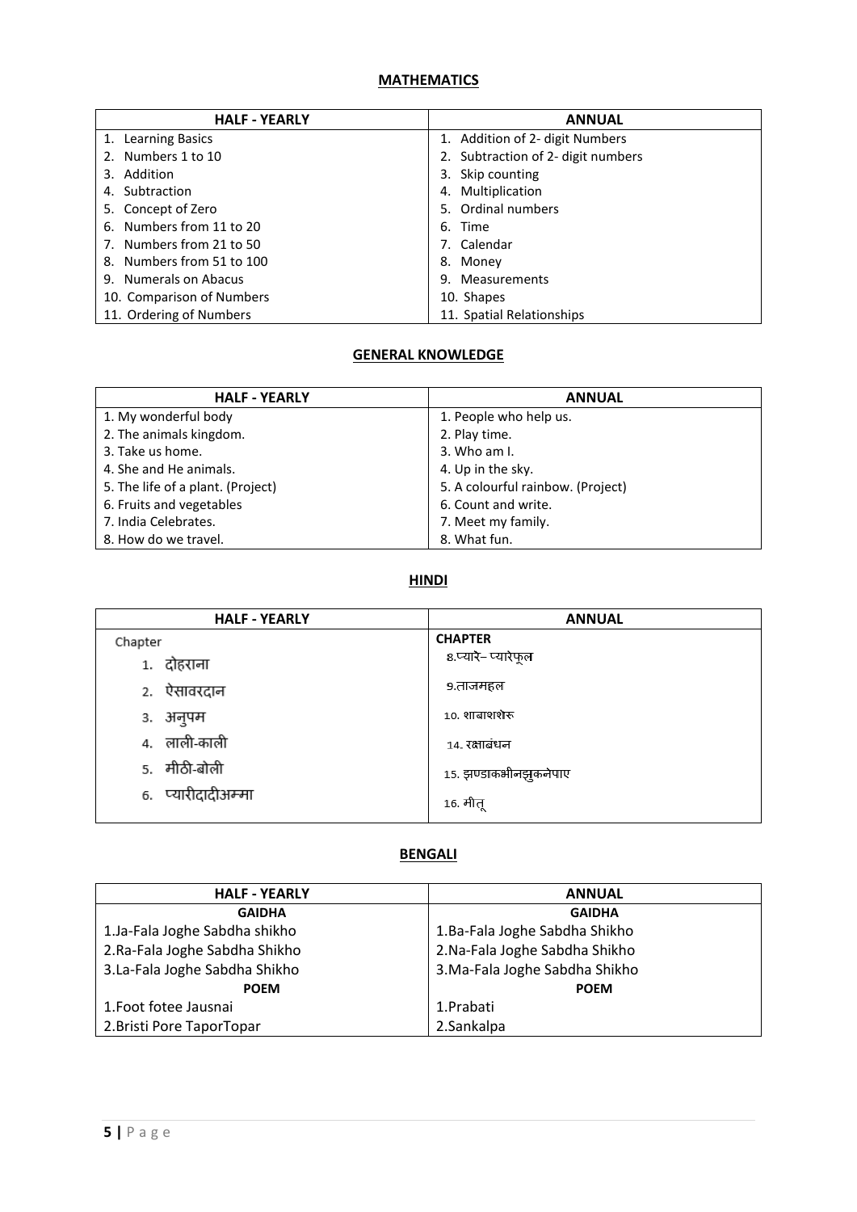## MATHEMATICS

| HALF - YEARLY | ANNUAL |
|---|---|
| 1. Learning Basics | 1. Addition of 2- digit Numbers |
| 2. Numbers 1 to 10 | 2. Subtraction of 2- digit numbers |
| 3. Addition | 3. Skip counting |
| 4. Subtraction | 4. Multiplication |
| 5. Concept of Zero | 5. Ordinal numbers |
| 6. Numbers from 11 to 20 | 6. Time |
| 7. Numbers from 21 to 50 | 7. Calendar |
| 8. Numbers from 51 to 100 | 8. Money |
| 9. Numerals on Abacus | 9. Measurements |
| 10. Comparison of Numbers | 10. Shapes |
| 11. Ordering of Numbers | 11. Spatial Relationships |

## GENERAL KNOWLEDGE

| HALF - YEARLY | ANNUAL |
|---|---|
| 1. My wonderful body | 1. People who help us. |
| 2. The animals kingdom. | 2. Play time. |
| 3. Take us home. | 3. Who am I. |
| 4. She and He animals. | 4. Up in the sky. |
| 5. The life of a plant. (Project) | 5. A colourful rainbow. (Project) |
| 6. Fruits and vegetables | 6. Count and write. |
| 7. India Celebrates. | 7. Meet my family. |
| 8. How do we travel. | 8. What fun. |

## HINDI

| HALF - YEARLY | ANNUAL |
|---|---|
| Chapter | **CHAPTER** |
| 1. दोहराना | 8.प्यारे– प्यारेफूल |
| 2. ऐसावरदान | 9.ताजमहल |
| 3. अनुपम | 10. शाबाशशेरू |
| 4. लाली-काली | 14. रक्षाबंधन |
| 5. मीठी-बोली | 15. झण्डाकभीनझुकनेपाए |
| 6. प्यारीदादीअम्मा | 16. मीतू |

## BENGALI

| HALF - YEARLY | ANNUAL |
|---|---|
| **GAIDHA** | **GAIDHA** |
| 1.Ja-Fala Joghe Sabdha shikho | 1.Ba-Fala Joghe Sabdha Shikho |
| 2.Ra-Fala Joghe Sabdha Shikho | 2.Na-Fala Joghe Sabdha Shikho |
| 3.La-Fala Joghe Sabdha Shikho | 3.Ma-Fala Joghe Sabdha Shikho |
| **POEM** | **POEM** |
| 1.Foot fotee Jausnai | 1.Prabati |
| 2.Bristi Pore TaporTopar | 2.Sankalpa |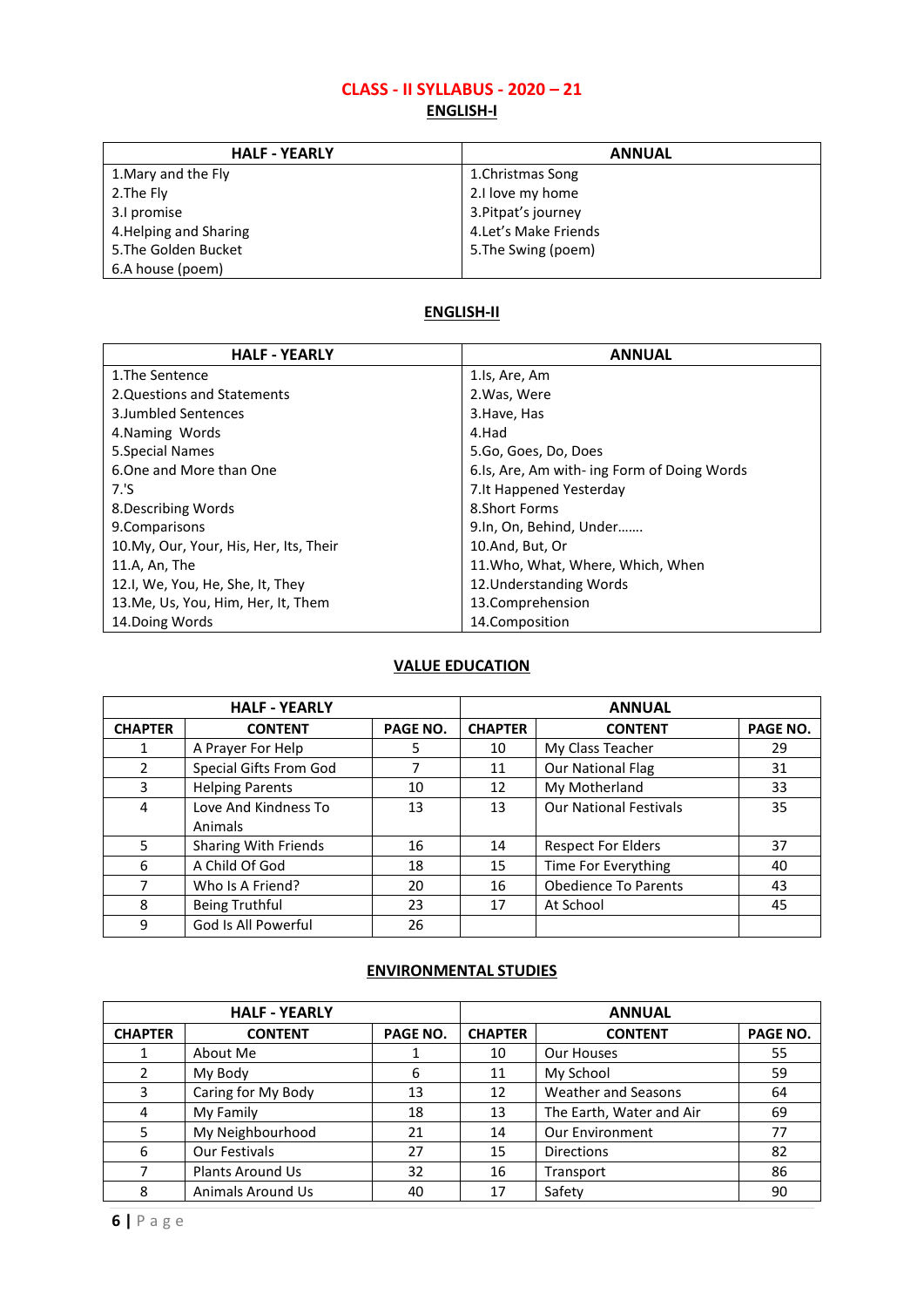# CLASS - II SYLLABUS - 2020 – 21

## ENGLISH-I

| HALF - YEARLY | ANNUAL |
|---|---|
| 1.Mary and the Fly | 1.Christmas Song |
| 2.The Fly | 2.I love my home |
| 3.I promise | 3.Pitpat's journey |
| 4.Helping and Sharing | 4.Let's Make Friends |
| 5.The Golden Bucket | 5.The Swing (poem) |
| 6.A house (poem) | |

## ENGLISH-II

| HALF - YEARLY | ANNUAL |
|---|---|
| 1.The Sentence | 1.Is, Are, Am |
| 2.Questions and Statements | 2.Was, Were |
| 3.Jumbled Sentences | 3.Have, Has |
| 4.Naming Words | 4.Had |
| 5.Special Names | 5.Go, Goes, Do, Does |
| 6.One and More than One | 6.Is, Are, Am with- ing Form of Doing Words |
| 7.'S | 7.It Happened Yesterday |
| 8.Describing Words | 8.Short Forms |
| 9.Comparisons | 9.In, On, Behind, Under……. |
| 10.My, Our, Your, His, Her, Its, Their | 10.And, But, Or |
| 11.A, An, The | 11.Who, What, Where, Which, When |
| 12.I, We, You, He, She, It, They | 12.Understanding Words |
| 13.Me, Us, You, Him, Her, It, Them | 13.Comprehension |
| 14.Doing Words | 14.Composition |

## VALUE EDUCATION

| HALF - YEARLY | | | ANNUAL | | |
|---|---|---|---|---|---|
| CHAPTER | CONTENT | PAGE NO. | CHAPTER | CONTENT | PAGE NO. |
| 1 | A Prayer For Help | 5 | 10 | My Class Teacher | 29 |
| 2 | Special Gifts From God | 7 | 11 | Our National Flag | 31 |
| 3 | Helping Parents | 10 | 12 | My Motherland | 33 |
| 4 | Love And Kindness To Animals | 13 | 13 | Our National Festivals | 35 |
| 5 | Sharing With Friends | 16 | 14 | Respect For Elders | 37 |
| 6 | A Child Of God | 18 | 15 | Time For Everything | 40 |
| 7 | Who Is A Friend? | 20 | 16 | Obedience To Parents | 43 |
| 8 | Being Truthful | 23 | 17 | At School | 45 |
| 9 | God Is All Powerful | 26 | | | |

## ENVIRONMENTAL STUDIES

| HALF - YEARLY | | | ANNUAL | | |
|---|---|---|---|---|---|
| CHAPTER | CONTENT | PAGE NO. | CHAPTER | CONTENT | PAGE NO. |
| 1 | About Me | 1 | 10 | Our Houses | 55 |
| 2 | My Body | 6 | 11 | My School | 59 |
| 3 | Caring for My Body | 13 | 12 | Weather and Seasons | 64 |
| 4 | My Family | 18 | 13 | The Earth, Water and Air | 69 |
| 5 | My Neighbourhood | 21 | 14 | Our Environment | 77 |
| 6 | Our Festivals | 27 | 15 | Directions | 82 |
| 7 | Plants Around Us | 32 | 16 | Transport | 86 |
| 8 | Animals Around Us | 40 | 17 | Safety | 90 |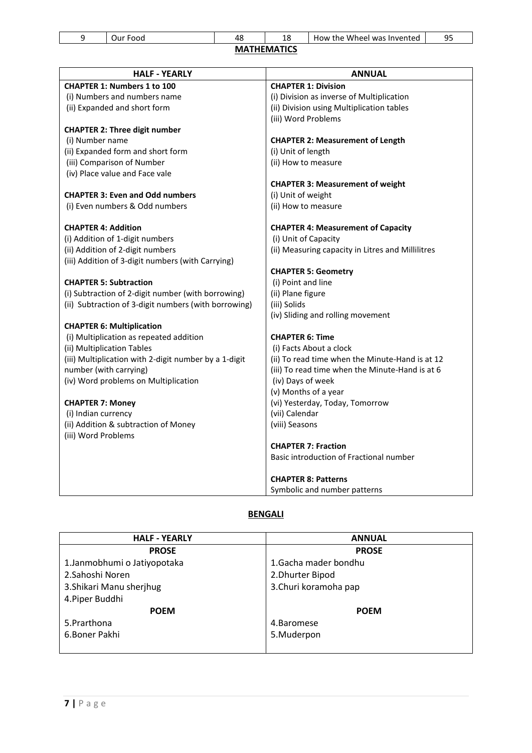| 9 | Our Food | 48 | 18 | How the Wheel was Invented | 95 |
|---|---|---|---|---|---|

## MATHEMATICS

| HALF - YEARLY | ANNUAL |
|---|---|
| **CHAPTER 1: Numbers 1 to 100**<br>(i) Numbers and numbers name<br>(ii) Expanded and short form<br><br>**CHAPTER 2: Three digit number**<br>(i) Number name<br>(ii) Expanded form and short form<br>(iii) Comparison of Number<br>(iv) Place value and Face vale<br><br>**CHAPTER 3: Even and Odd numbers**<br>(i) Even numbers & Odd numbers<br><br>**CHAPTER 4: Addition**<br>(i) Addition of 1-digit numbers<br>(ii) Addition of 2-digit numbers<br>(iii) Addition of 3-digit numbers (with Carrying)<br><br>**CHAPTER 5: Subtraction**<br>(i) Subtraction of 2-digit number (with borrowing)<br>(ii) Subtraction of 3-digit numbers (with borrowing)<br><br>**CHAPTER 6: Multiplication**<br>(i) Multiplication as repeated addition<br>(ii) Multiplication Tables<br>(iii) Multiplication with 2-digit number by a 1-digit number (with carrying)<br>(iv) Word problems on Multiplication<br><br>**CHAPTER 7: Money**<br>(i) Indian currency<br>(ii) Addition & subtraction of Money<br>(iii) Word Problems | **CHAPTER 1: Division**<br>(i) Division as inverse of Multiplication<br>(ii) Division using Multiplication tables<br>(iii) Word Problems<br><br>**CHAPTER 2: Measurement of Length**<br>(i) Unit of length<br>(ii) How to measure<br><br>**CHAPTER 3: Measurement of weight**<br>(i) Unit of weight<br>(ii) How to measure<br><br>**CHAPTER 4: Measurement of Capacity**<br>(i) Unit of Capacity<br>(ii) Measuring capacity in Litres and Millilitres<br><br>**CHAPTER 5: Geometry**<br>(i) Point and line<br>(ii) Plane figure<br>(iii) Solids<br>(iv) Sliding and rolling movement<br><br>**CHAPTER 6: Time**<br>(i) Facts About a clock<br>(ii) To read time when the Minute-Hand is at 12<br>(iii) To read time when the Minute-Hand is at 6<br>(iv) Days of week<br>(v) Months of a year<br>(vi) Yesterday, Today, Tomorrow<br>(vii) Calendar<br>(viii) Seasons<br><br>**CHAPTER 7: Fraction**<br>Basic introduction of Fractional number<br><br>**CHAPTER 8: Patterns**<br>Symbolic and number patterns |

## BENGALI

| HALF - YEARLY | ANNUAL |
|---|---|
| **PROSE** | **PROSE** |
| 1.Janmobhumi o Jatiyopotaka<br>2.Sahoshi Noren<br>3.Shikari Manu sherjhug<br>4.Piper Buddhi | 1.Gacha mader bondhu<br>2.Dhurter Bipod<br>3.Churi koramoha pap |
| **POEM** | **POEM** |
| 5.Prarthona<br>6.Boner Pakhi | 4.Baromese<br>5.Muderpon |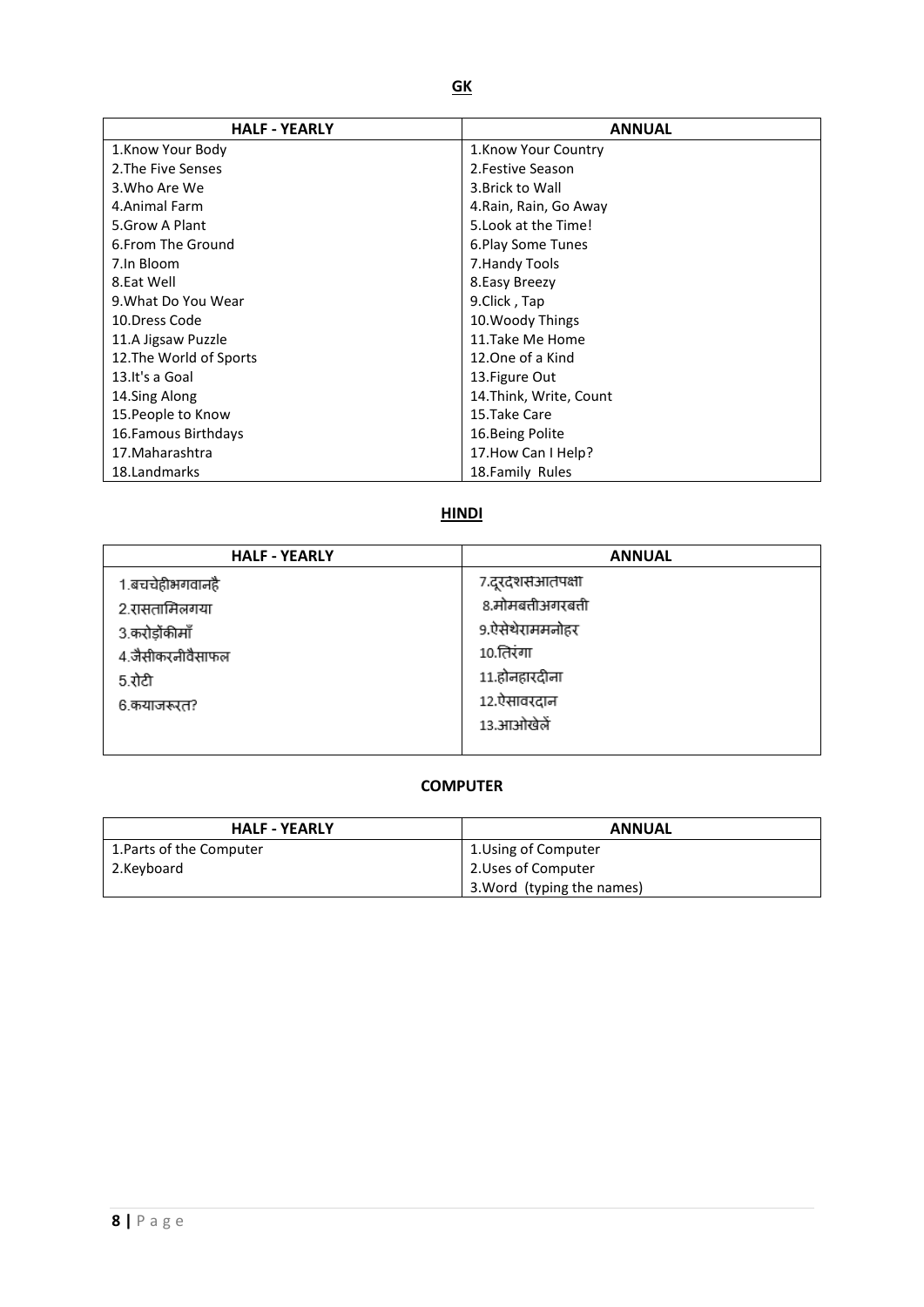## GK

| HALF - YEARLY | ANNUAL |
|---|---|
| 1.Know Your Body | 1.Know Your Country |
| 2.The Five Senses | 2.Festive Season |
| 3.Who Are We | 3.Brick to Wall |
| 4.Animal Farm | 4.Rain, Rain, Go Away |
| 5.Grow A Plant | 5.Look at the Time! |
| 6.From The Ground | 6.Play Some Tunes |
| 7.In Bloom | 7.Handy Tools |
| 8.Eat Well | 8.Easy Breezy |
| 9.What Do You Wear | 9.Click , Tap |
| 10.Dress Code | 10.Woody Things |
| 11.A Jigsaw Puzzle | 11.Take Me Home |
| 12.The World of Sports | 12.One of a Kind |
| 13.It's a Goal | 13.Figure Out |
| 14.Sing Along | 14.Think, Write, Count |
| 15.People to Know | 15.Take Care |
| 16.Famous Birthdays | 16.Being Polite |
| 17.Maharashtra | 17.How Can I Help? |
| 18.Landmarks | 18.Family Rules |

## HINDI

| HALF - YEARLY | ANNUAL |
|---|---|
| 1.बचचेहीभगवानहै | 7.दूरदशसआतपक्षा |
| 2.रासतामिलगया | 8.मोमबतीअगरबती |
| 3.करोड़ोंकीमाँ | 9.ऐसेथेराममनोहर |
| 4.जैसीकरनीवैसाफल | 10.तिरंगा |
| 5.रोटी | 11.होनहारदीना |
| 6.कयाजरूरत? | 12.ऐसावरदान |
| | 13.आओखेलें |

## COMPUTER

| HALF - YEARLY | ANNUAL |
|---|---|
| 1.Parts of the Computer | 1.Using of Computer |
| 2.Keyboard | 2.Uses of Computer |
| | 3.Word (typing the names) |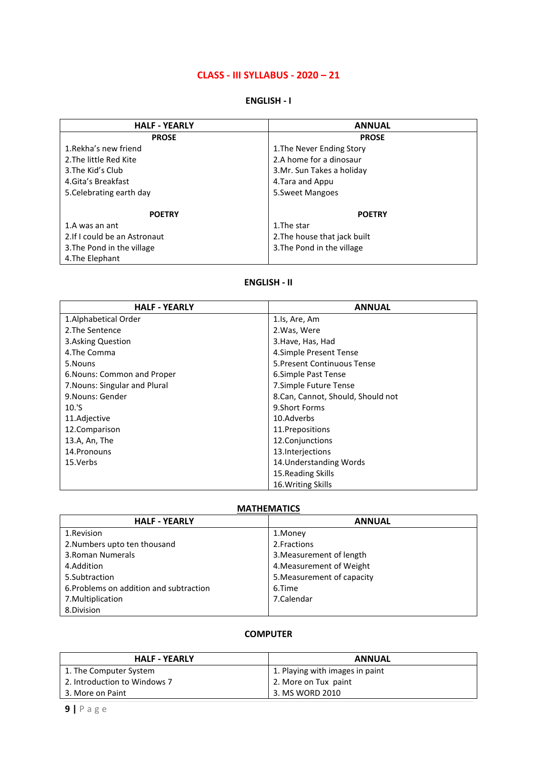# CLASS - III SYLLABUS - 2020 – 21

## ENGLISH - I

| HALF - YEARLY | ANNUAL |
|---|---|
| **PROSE** | **PROSE** |
| 1.Rekha's new friend | 1.The Never Ending Story |
| 2.The little Red Kite | 2.A home for a dinosaur |
| 3.The Kid's Club | 3.Mr. Sun Takes a holiday |
| 4.Gita's Breakfast | 4.Tara and Appu |
| 5.Celebrating earth day | 5.Sweet Mangoes |
| **POETRY** | **POETRY** |
| 1.A was an ant | 1.The star |
| 2.If I could be an Astronaut | 2.The house that jack built |
| 3.The Pond in the village | 3.The Pond in the village |
| 4.The Elephant | |

## ENGLISH - II

| HALF - YEARLY | ANNUAL |
|---|---|
| 1.Alphabetical Order | 1.Is, Are, Am |
| 2.The Sentence | 2.Was, Were |
| 3.Asking Question | 3.Have, Has, Had |
| 4.The Comma | 4.Simple Present Tense |
| 5.Nouns | 5.Present Continuous Tense |
| 6.Nouns: Common and Proper | 6.Simple Past Tense |
| 7.Nouns: Singular and Plural | 7.Simple Future Tense |
| 9.Nouns: Gender | 8.Can, Cannot, Should, Should not |
| 10.'S | 9.Short Forms |
| 11.Adjective | 10.Adverbs |
| 12.Comparison | 11.Prepositions |
| 13.A, An, The | 12.Conjunctions |
| 14.Pronouns | 13.Interjections |
| 15.Verbs | 14.Understanding Words |
| | 15.Reading Skills |
| | 16.Writing Skills |

## MATHEMATICS

| HALF - YEARLY | ANNUAL |
|---|---|
| 1.Revision | 1.Money |
| 2.Numbers upto ten thousand | 2.Fractions |
| 3.Roman Numerals | 3.Measurement of length |
| 4.Addition | 4.Measurement of Weight |
| 5.Subtraction | 5.Measurement of capacity |
| 6.Problems on addition and subtraction | 6.Time |
| 7.Multiplication | 7.Calendar |
| 8.Division | |

## COMPUTER

| HALF - YEARLY | ANNUAL |
|---|---|
| 1. The Computer System | 1. Playing with images in paint |
| 2. Introduction to Windows 7 | 2. More on Tux paint |
| 3. More on Paint | 3. MS WORD 2010 |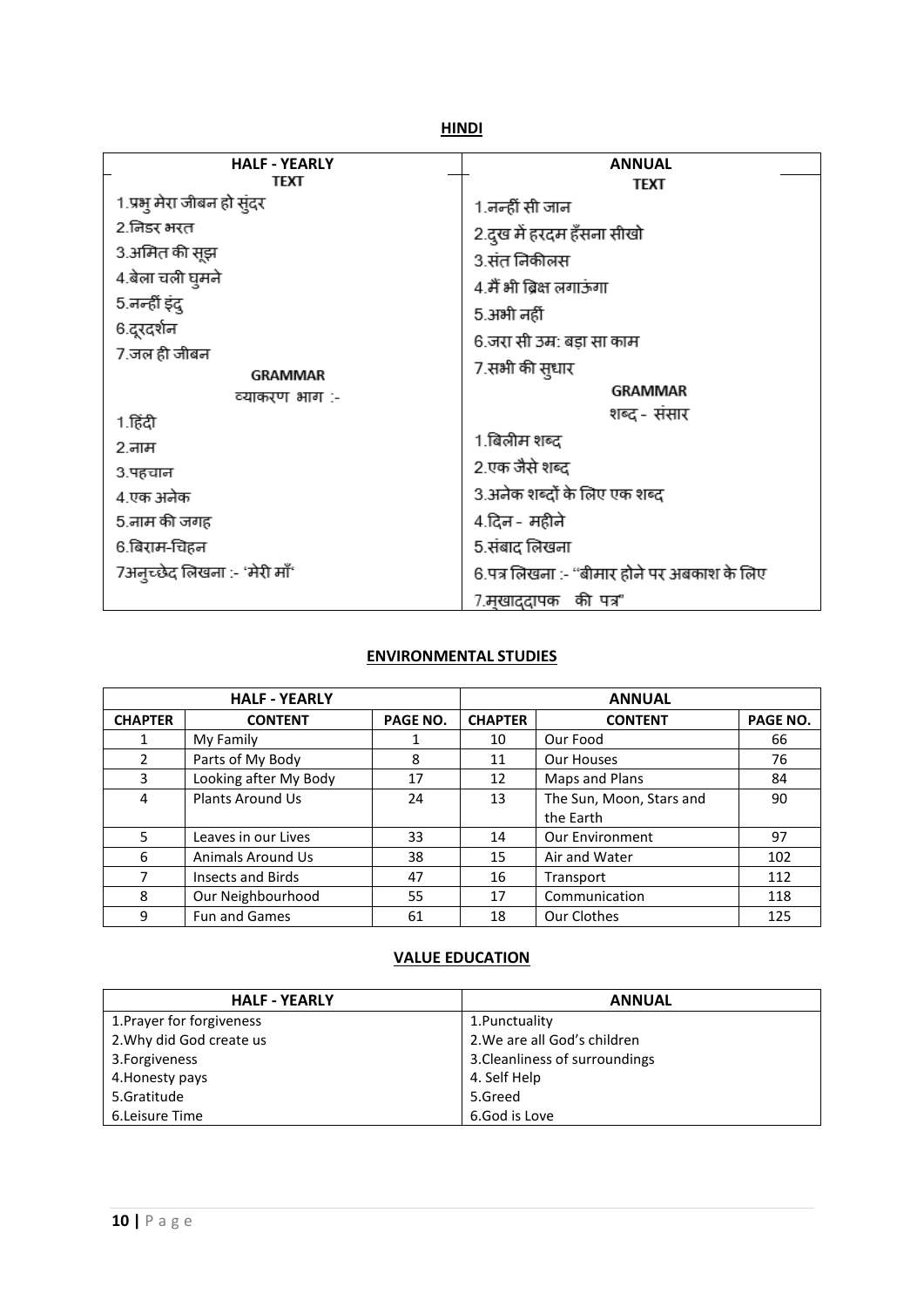## HINDI

| HALF - YEARLY | ANNUAL |
|---|---|
| **TEXT** | **TEXT** |
| 1.प्रभु मेरा जीबन हो सुंदर | 1.नन्हीं सी जान |
| 2.निडर भरत | 2.दुख में हरदम हँसना सीखो |
| 3.अमित की सूझ | 3.संत निकीलस |
| 4.बेला चली घुमने | 4.मैं भी ब्रिक्ष लगाऊंगा |
| 5.नन्हीं इंदु | 5.अभी नहीं |
| 6.दूरदर्शन | 6.जरा सी उम्र: बड़ा सा काम |
| 7.जल ही जीबन | 7.सभी की सुधार |
| **GRAMMAR** | **GRAMMAR** |
| व्याकरण भाग :- | शब्द - संसार |
| 1.हिंदी | 1.बिलीम शब्द |
| 2.नाम | 2.एक जैसे शब्द |
| 3.पहचान | 3.अनेक शब्दों के लिए एक शब्द |
| 4.एक अनेक | 4.दिन - महीने |
| 5.नाम की जगह | 5.संबाद लिखना |
| 6.बिराम-चिहन | 6.पत्र लिखना :- "बीमार होने पर अबकाश के लिए |
| 7अनुच्छेद लिखना :- 'मेरी माँ' | 7.मुखाद्दापक की पत्र" |

## ENVIRONMENTAL STUDIES

| HALF - YEARLY | | | ANNUAL | | |
|---|---|---|---|---|---|
| **CHAPTER** | **CONTENT** | **PAGE NO.** | **CHAPTER** | **CONTENT** | **PAGE NO.** |
| 1 | My Family | 1 | 10 | Our Food | 66 |
| 2 | Parts of My Body | 8 | 11 | Our Houses | 76 |
| 3 | Looking after My Body | 17 | 12 | Maps and Plans | 84 |
| 4 | Plants Around Us | 24 | 13 | The Sun, Moon, Stars and the Earth | 90 |
| 5 | Leaves in our Lives | 33 | 14 | Our Environment | 97 |
| 6 | Animals Around Us | 38 | 15 | Air and Water | 102 |
| 7 | Insects and Birds | 47 | 16 | Transport | 112 |
| 8 | Our Neighbourhood | 55 | 17 | Communication | 118 |
| 9 | Fun and Games | 61 | 18 | Our Clothes | 125 |

## VALUE EDUCATION

| HALF - YEARLY | ANNUAL |
|---|---|
| 1.Prayer for forgiveness | 1.Punctuality |
| 2.Why did God create us | 2.We are all God's children |
| 3.Forgiveness | 3.Cleanliness of surroundings |
| 4.Honesty pays | 4. Self Help |
| 5.Gratitude | 5.Greed |
| 6.Leisure Time | 6.God is Love |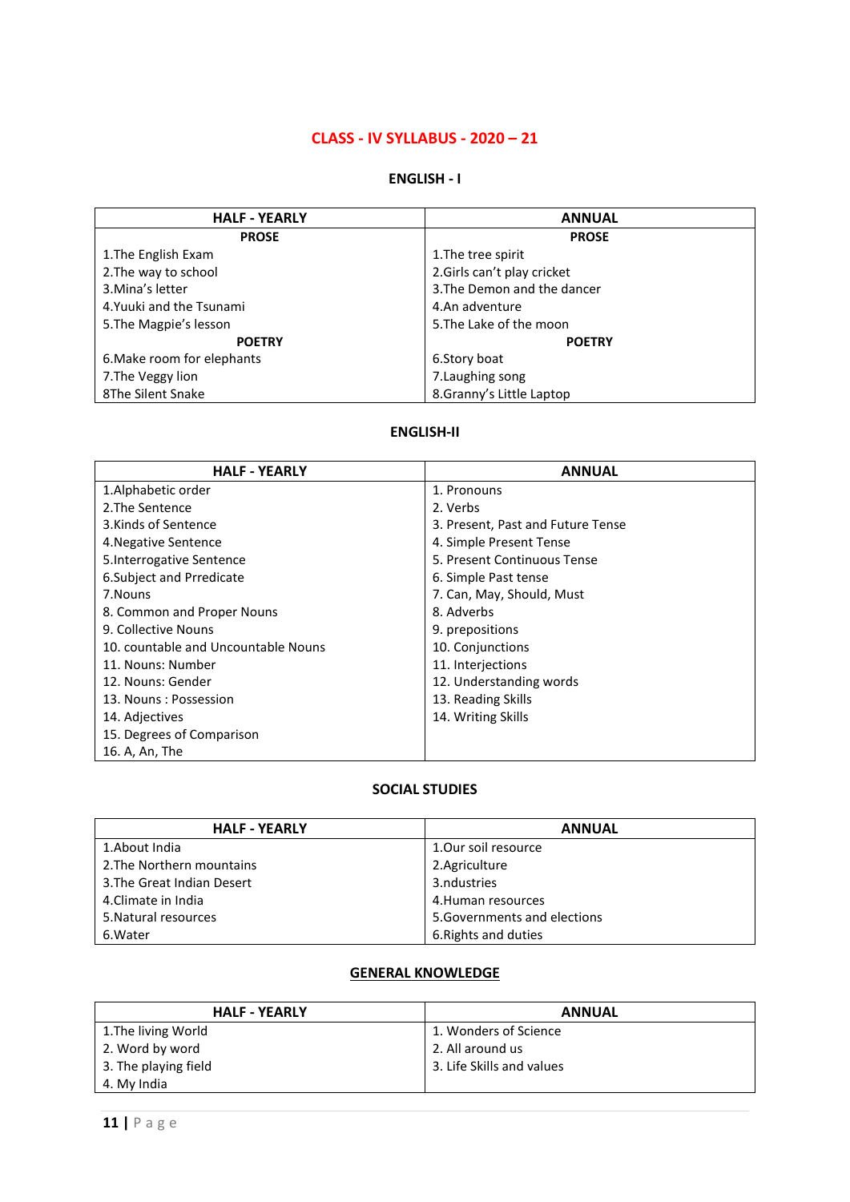# CLASS - IV SYLLABUS - 2020 – 21

## ENGLISH - I

| HALF - YEARLY | ANNUAL |
|---|---|
| **PROSE** | **PROSE** |
| 1.The English Exam | 1.The tree spirit |
| 2.The way to school | 2.Girls can't play cricket |
| 3.Mina's letter | 3.The Demon and the dancer |
| 4.Yuuki and the Tsunami | 4.An adventure |
| 5.The Magpie's lesson | 5.The Lake of the moon |
| **POETRY** | **POETRY** |
| 6.Make room for elephants | 6.Story boat |
| 7.The Veggy lion | 7.Laughing song |
| 8The Silent Snake | 8.Granny's Little Laptop |

## ENGLISH-II

| HALF - YEARLY | ANNUAL |
|---|---|
| 1.Alphabetic order | 1. Pronouns |
| 2.The Sentence | 2. Verbs |
| 3.Kinds of Sentence | 3. Present, Past and Future Tense |
| 4.Negative Sentence | 4. Simple Present Tense |
| 5.Interrogative Sentence | 5. Present Continuous Tense |
| 6.Subject and Prredicate | 6. Simple Past tense |
| 7.Nouns | 7. Can, May, Should, Must |
| 8. Common and Proper Nouns | 8. Adverbs |
| 9. Collective Nouns | 9. prepositions |
| 10. countable and Uncountable Nouns | 10. Conjunctions |
| 11. Nouns: Number | 11. Interjections |
| 12. Nouns: Gender | 12. Understanding words |
| 13. Nouns : Possession | 13. Reading Skills |
| 14. Adjectives | 14. Writing Skills |
| 15. Degrees of Comparison | |
| 16. A, An, The | |

## SOCIAL STUDIES

| HALF - YEARLY | ANNUAL |
|---|---|
| 1.About India | 1.Our soil resource |
| 2.The Northern mountains | 2.Agriculture |
| 3.The Great Indian Desert | 3.ndustries |
| 4.Climate in India | 4.Human resources |
| 5.Natural resources | 5.Governments and elections |
| 6.Water | 6.Rights and duties |

## GENERAL KNOWLEDGE

| HALF - YEARLY | ANNUAL |
|---|---|
| 1.The living World | 1. Wonders of Science |
| 2. Word by word | 2. All around us |
| 3. The playing field | 3. Life Skills and values |
| 4. My India | |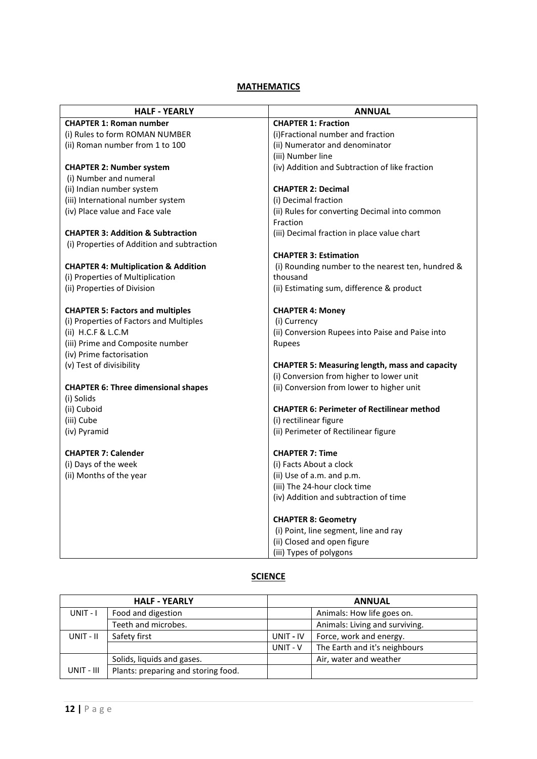## MATHEMATICS

| HALF - YEARLY | ANNUAL |
|---|---|
| **CHAPTER 1: Roman number**<br>(i) Rules to form ROMAN NUMBER<br>(ii) Roman number from 1 to 100<br><br>**CHAPTER 2: Number system**<br>(i) Number and numeral<br>(ii) Indian number system<br>(iii) International number system<br>(iv) Place value and Face vale<br><br>**CHAPTER 3: Addition & Subtraction**<br>(i) Properties of Addition and subtraction<br><br>**CHAPTER 4: Multiplication & Addition**<br>(i) Properties of Multiplication<br>(ii) Properties of Division<br><br>**CHAPTER 5: Factors and multiples**<br>(i) Properties of Factors and Multiples<br>(ii) H.C.F & L.C.M<br>(iii) Prime and Composite number<br>(iv) Prime factorisation<br>(v) Test of divisibility<br><br>**CHAPTER 6: Three dimensional shapes**<br>(i) Solids<br>(ii) Cuboid<br>(iii) Cube<br>(iv) Pyramid<br><br>**CHAPTER 7: Calender**<br>(i) Days of the week<br>(ii) Months of the year | **CHAPTER 1: Fraction**<br>(i)Fractional number and fraction<br>(ii) Numerator and denominator<br>(iii) Number line<br>(iv) Addition and Subtraction of like fraction<br><br>**CHAPTER 2: Decimal**<br>(i) Decimal fraction<br>(ii) Rules for converting Decimal into common Fraction<br>(iii) Decimal fraction in place value chart<br><br>**CHAPTER 3: Estimation**<br>(i) Rounding number to the nearest ten, hundred & thousand<br>(ii) Estimating sum, difference & product<br><br>**CHAPTER 4: Money**<br>(i) Currency<br>(ii) Conversion Rupees into Paise and Paise into Rupees<br><br>**CHAPTER 5: Measuring length, mass and capacity**<br>(i) Conversion from higher to lower unit<br>(ii) Conversion from lower to higher unit<br><br>**CHAPTER 6: Perimeter of Rectilinear method**<br>(i) rectilinear figure<br>(ii) Perimeter of Rectilinear figure<br><br>**CHAPTER 7: Time**<br>(i) Facts About a clock<br>(ii) Use of a.m. and p.m.<br>(iii) The 24-hour clock time<br>(iv) Addition and subtraction of time<br><br>**CHAPTER 8: Geometry**<br>(i) Point, line segment, line and ray<br>(ii) Closed and open figure<br>(iii) Types of polygons |

## SCIENCE

| HALF - YEARLY | | ANNUAL | |
|---|---|---|---|
| UNIT - I | Food and digestion | | Animals: How life goes on. |
| | Teeth and microbes. | | Animals: Living and surviving. |
| UNIT - II | Safety first | UNIT - IV | Force, work and energy. |
| | | UNIT - V | The Earth and it's neighbours |
| | Solids, liquids and gases. | | Air, water and weather |
| UNIT - III | Plants: preparing and storing food. | | |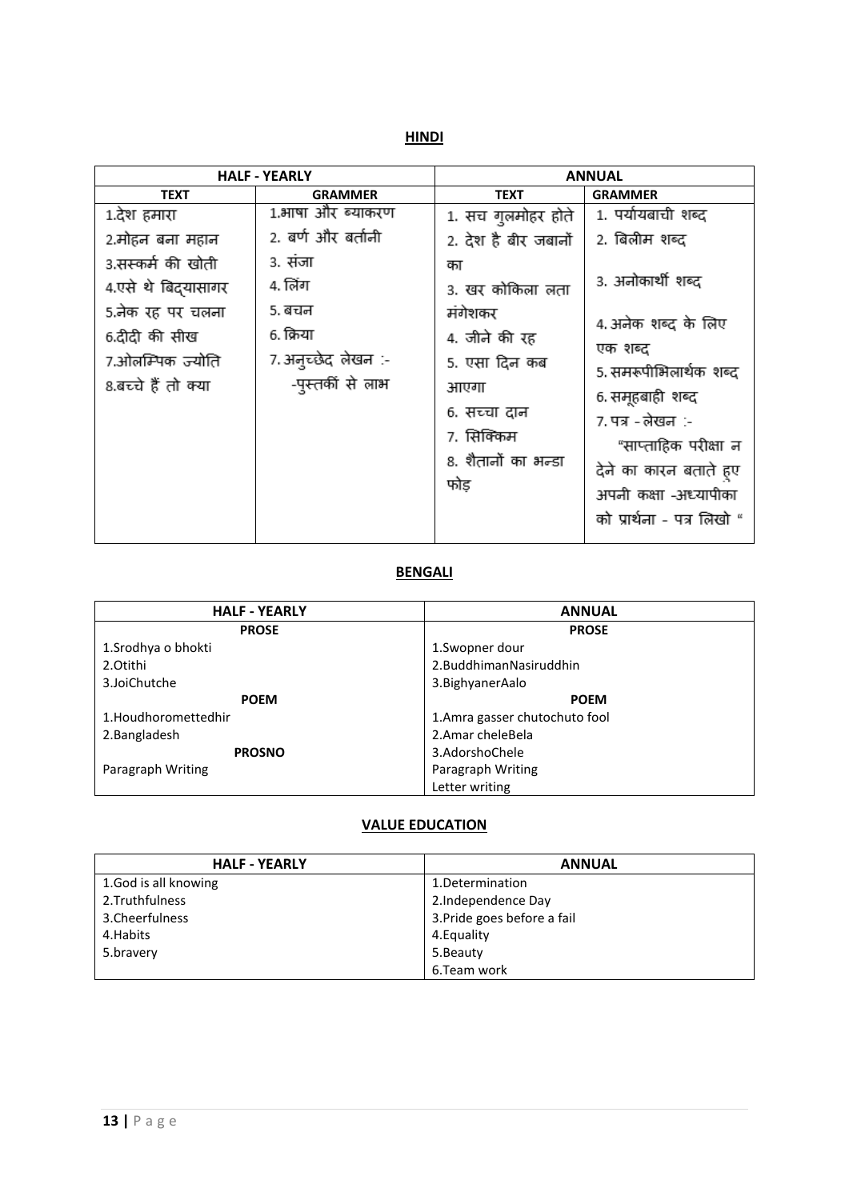## HINDI

| HALF - YEARLY | | ANNUAL | |
|---|---|---|---|
| **TEXT** | **GRAMMER** | **TEXT** | **GRAMMER** |
| 1.देश हमारा<br>2.मोहन बना महान<br>3.सस्कर्म की खोती<br>4.एसे थे बिद्यासागर<br>5.नेक रह पर चलना<br>6.दीदी की सीख<br>7.ओलम्पिक ज्योति<br>8.बच्चे हैं तो क्या | 1.भाषा और ब्याकरण<br>2. बर्ण और बर्तानी<br>3. संजा<br>4. लिंग<br>5. बचन<br>6. क्रिया<br>7. अनुच्छेद लेखन :-<br>-पुस्तकों से लाभ | 1. सच गुलमोहर होते<br>2. देश है बीर जबानों का<br>3. खर कोकिला लता मंगेशकर<br>4. जीने की रह<br>5. एसा दिन कब आएगा<br>6. सच्चा दान<br>7. सिक्किम<br>8. शैतानों का भन्डा फोड़ | 1. पर्यायबाची शब्द<br>2. बिलीम शब्द<br>3. अनोकार्थी शब्द<br>4. अनेक शब्द के लिए एक शब्द<br>5. समरूपीभिलार्थक शब्द<br>6. समूहबाही शब्द<br>7. पत्र - लेखन :-<br>"साप्ताहिक परीक्षा न देने का कारन बताते हुए अपनी कक्षा -अध्यापीका को प्रार्थना - पत्र लिखो " |

## BENGALI

| HALF - YEARLY | ANNUAL |
|---|---|
| **PROSE** | **PROSE** |
| 1.Srodhya o bhokti | 1.Swopner dour |
| 2.Otithi | 2.BuddhimanNasiruddhin |
| 3.JoiChutche | 3.BighyanerAalo |
| **POEM** | **POEM** |
| 1.Houdhoromettedhir | 1.Amra gasser chutochuto fool |
| 2.Bangladesh | 2.Amar cheleBela |
| **PROSNO** | 3.AdorshoChele |
| Paragraph Writing | Paragraph Writing |
| | Letter writing |

## VALUE EDUCATION

| HALF - YEARLY | ANNUAL |
|---|---|
| 1.God is all knowing | 1.Determination |
| 2.Truthfulness | 2.Independence Day |
| 3.Cheerfulness | 3.Pride goes before a fail |
| 4.Habits | 4.Equality |
| 5.bravery | 5.Beauty |
| | 6.Team work |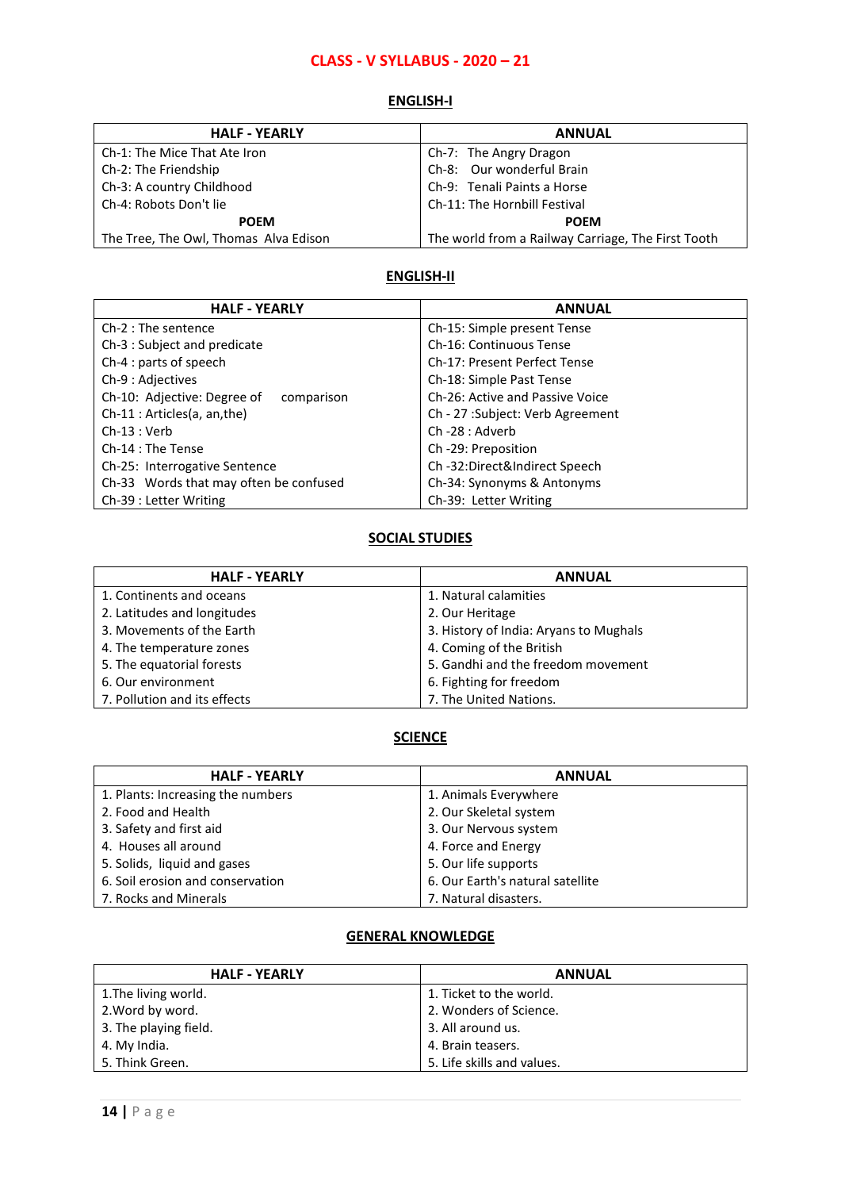# CLASS - V SYLLABUS - 2020 – 21

## ENGLISH-I

| HALF - YEARLY | ANNUAL |
|---|---|
| Ch-1: The Mice That Ate Iron | Ch-7: The Angry Dragon |
| Ch-2: The Friendship | Ch-8: Our wonderful Brain |
| Ch-3: A country Childhood | Ch-9: Tenali Paints a Horse |
| Ch-4: Robots Don't lie | Ch-11: The Hornbill Festival |
| **POEM** | **POEM** |
| The Tree, The Owl, Thomas Alva Edison | The world from a Railway Carriage, The First Tooth |

## ENGLISH-II

| HALF - YEARLY | ANNUAL |
|---|---|
| Ch-2 : The sentence | Ch-15: Simple present Tense |
| Ch-3 : Subject and predicate | Ch-16: Continuous Tense |
| Ch-4 : parts of speech | Ch-17: Present Perfect Tense |
| Ch-9 : Adjectives | Ch-18: Simple Past Tense |
| Ch-10: Adjective: Degree of comparison | Ch-26: Active and Passive Voice |
| Ch-11 : Articles(a, an,the) | Ch - 27 :Subject: Verb Agreement |
| Ch-13 : Verb | Ch -28 : Adverb |
| Ch-14 : The Tense | Ch -29: Preposition |
| Ch-25: Interrogative Sentence | Ch -32:Direct&Indirect Speech |
| Ch-33 Words that may often be confused | Ch-34: Synonyms & Antonyms |
| Ch-39 : Letter Writing | Ch-39: Letter Writing |

## SOCIAL STUDIES

| HALF - YEARLY | ANNUAL |
|---|---|
| 1. Continents and oceans | 1. Natural calamities |
| 2. Latitudes and longitudes | 2. Our Heritage |
| 3. Movements of the Earth | 3. History of India: Aryans to Mughals |
| 4. The temperature zones | 4. Coming of the British |
| 5. The equatorial forests | 5. Gandhi and the freedom movement |
| 6. Our environment | 6. Fighting for freedom |
| 7. Pollution and its effects | 7. The United Nations. |

## SCIENCE

| HALF - YEARLY | ANNUAL |
|---|---|
| 1. Plants: Increasing the numbers | 1. Animals Everywhere |
| 2. Food and Health | 2. Our Skeletal system |
| 3. Safety and first aid | 3. Our Nervous system |
| 4. Houses all around | 4. Force and Energy |
| 5. Solids, liquid and gases | 5. Our life supports |
| 6. Soil erosion and conservation | 6. Our Earth's natural satellite |
| 7. Rocks and Minerals | 7. Natural disasters. |

## GENERAL KNOWLEDGE

| HALF - YEARLY | ANNUAL |
|---|---|
| 1.The living world. | 1. Ticket to the world. |
| 2.Word by word. | 2. Wonders of Science. |
| 3. The playing field. | 3. All around us. |
| 4. My India. | 4. Brain teasers. |
| 5. Think Green. | 5. Life skills and values. |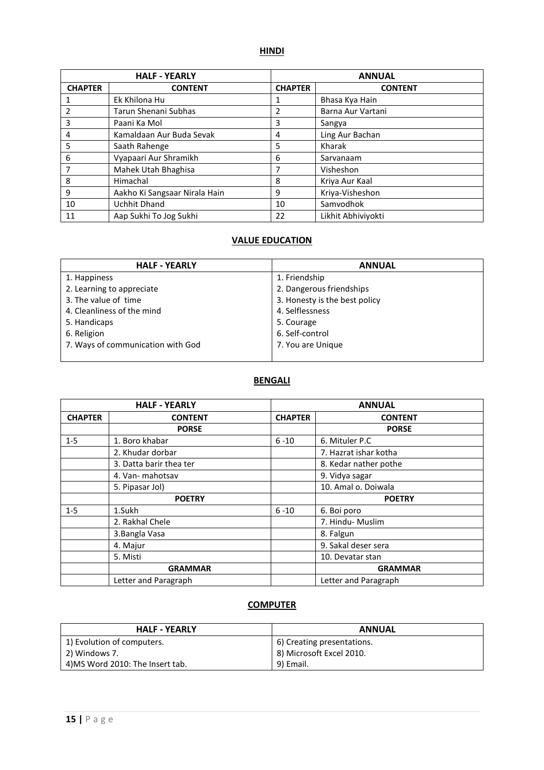## HINDI

| HALF - YEARLY | | ANNUAL | |
|---|---|---|---|
| **CHAPTER** | **CONTENT** | **CHAPTER** | **CONTENT** |
| 1 | Ek Khilona Hu | 1 | Bhasa Kya Hain |
| 2 | Tarun Shenani Subhas | 2 | Barna Aur Vartani |
| 3 | Paani Ka Mol | 3 | Sangya |
| 4 | Kamaldaan Aur Buda Sevak | 4 | Ling Aur Bachan |
| 5 | Saath Rahenge | 5 | Kharak |
| 6 | Vyapaari Aur Shramikh | 6 | Sarvanaam |
| 7 | Mahek Utah Bhaghisa | 7 | Visheshon |
| 8 | Himachal | 8 | Kriya Aur Kaal |
| 9 | Aakho Ki Sangsaar Nirala Hain | 9 | Kriya-Visheshon |
| 10 | Uchhit Dhand | 10 | Samvodhok |
| 11 | Aap Sukhi To Jog Sukhi | 22 | Likhit Abhiviyokti |

## VALUE EDUCATION

| HALF - YEARLY | ANNUAL |
|---|---|
| 1. Happiness<br>2. Learning to appreciate<br>3. The value of time<br>4. Cleanliness of the mind<br>5. Handicaps<br>6. Religion<br>7. Ways of communication with God | 1. Friendship<br>2. Dangerous friendships<br>3. Honesty is the best policy<br>4. Selflessness<br>5. Courage<br>6. Self-control<br>7. You are Unique |

## BENGALI

| HALF - YEARLY | | ANNUAL | |
|---|---|---|---|
| **CHAPTER** | **CONTENT** | **CHAPTER** | **CONTENT** |
| | **PORSE** | | **PORSE** |
| 1-5 | 1. Boro khabar | 6 -10 | 6. Mituler P.C |
| | 2. Khudar dorbar | | 7. Hazrat ishar kotha |
| | 3. Datta barir thea ter | | 8. Kedar nather pothe |
| | 4. Van- mahotsav | | 9. Vidya sagar |
| | 5. Pipasar Jol) | | 10. Amal o. Doiwala |
| | **POETRY** | | **POETRY** |
| 1-5 | 1.Sukh | 6 -10 | 6. Boi poro |
| | 2. Rakhal Chele | | 7. Hindu- Muslim |
| | 3.Bangla Vasa | | 8. Falgun |
| | 4. Majur | | 9. Sakal deser sera |
| | 5. Misti | | 10. Devatar stan |
| | **GRAMMAR** | | **GRAMMAR** |
| | Letter and Paragraph | | Letter and Paragraph |

## COMPUTER

| HALF - YEARLY | ANNUAL |
|---|---|
| 1) Evolution of computers.<br>2) Windows 7.<br>4)MS Word 2010: The Insert tab. | 6) Creating presentations.<br>8) Microsoft Excel 2010.<br>9) Email. |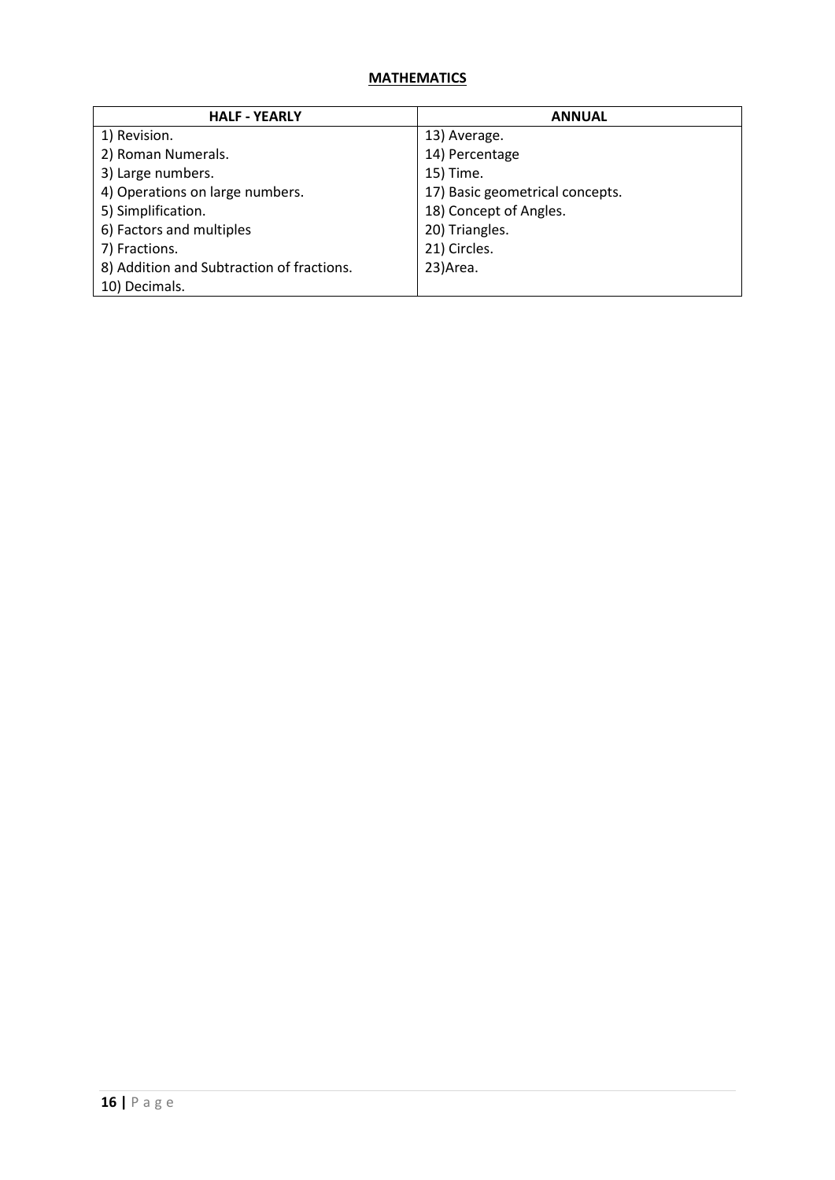**MATHEMATICS**

| HALF - YEARLY | ANNUAL |
|---|---|
| 1) Revision. | 13) Average. |
| 2) Roman Numerals. | 14) Percentage |
| 3) Large numbers. | 15) Time. |
| 4) Operations on large numbers. | 17) Basic geometrical concepts. |
| 5) Simplification. | 18) Concept of Angles. |
| 6) Factors and multiples | 20) Triangles. |
| 7) Fractions. | 21) Circles. |
| 8) Addition and Subtraction of fractions. | 23)Area. |
| 10) Decimals. | |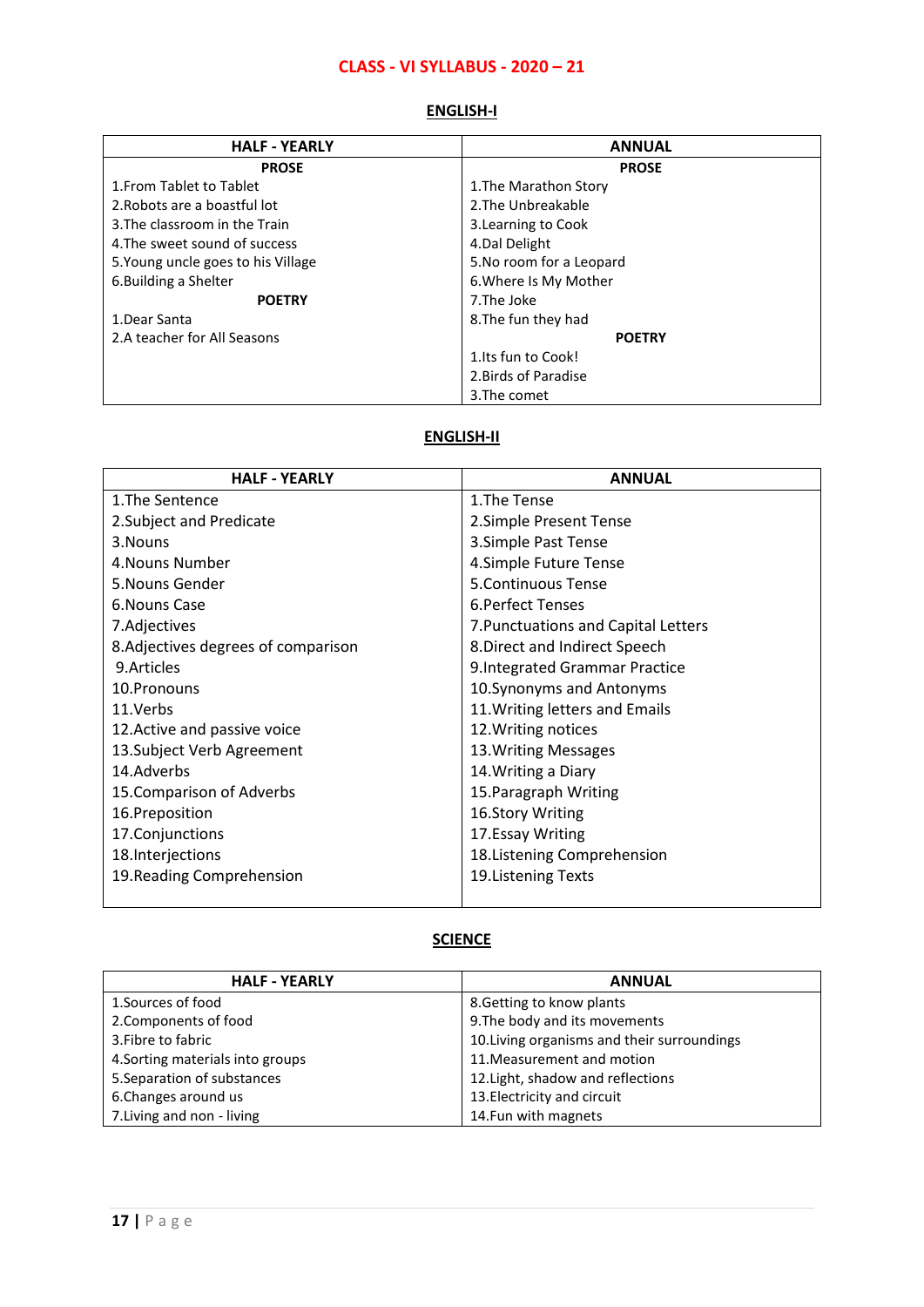# CLASS - VI SYLLABUS - 2020 – 21

## ENGLISH-I

| HALF - YEARLY | ANNUAL |
|---|---|
| **PROSE** | **PROSE** |
| 1.From Tablet to Tablet | 1.The Marathon Story |
| 2.Robots are a boastful lot | 2.The Unbreakable |
| 3.The classroom in the Train | 3.Learning to Cook |
| 4.The sweet sound of success | 4.Dal Delight |
| 5.Young uncle goes to his Village | 5.No room for a Leopard |
| 6.Building a Shelter | 6.Where Is My Mother |
| **POETRY** | 7.The Joke |
| 1.Dear Santa | 8.The fun they had |
| 2.A teacher for All Seasons | **POETRY** |
| | 1.Its fun to Cook! |
| | 2.Birds of Paradise |
| | 3.The comet |

## ENGLISH-II

| HALF - YEARLY | ANNUAL |
|---|---|
| 1.The Sentence | 1.The Tense |
| 2.Subject and Predicate | 2.Simple Present Tense |
| 3.Nouns | 3.Simple Past Tense |
| 4.Nouns Number | 4.Simple Future Tense |
| 5.Nouns Gender | 5.Continuous Tense |
| 6.Nouns Case | 6.Perfect Tenses |
| 7.Adjectives | 7.Punctuations and Capital Letters |
| 8.Adjectives degrees of comparison | 8.Direct and Indirect Speech |
| 9.Articles | 9.Integrated Grammar Practice |
| 10.Pronouns | 10.Synonyms and Antonyms |
| 11.Verbs | 11.Writing letters and Emails |
| 12.Active and passive voice | 12.Writing notices |
| 13.Subject Verb Agreement | 13.Writing Messages |
| 14.Adverbs | 14.Writing a Diary |
| 15.Comparison of Adverbs | 15.Paragraph Writing |
| 16.Preposition | 16.Story Writing |
| 17.Conjunctions | 17.Essay Writing |
| 18.Interjections | 18.Listening Comprehension |
| 19.Reading Comprehension | 19.Listening Texts |

## SCIENCE

| HALF - YEARLY | ANNUAL |
|---|---|
| 1.Sources of food | 8.Getting to know plants |
| 2.Components of food | 9.The body and its movements |
| 3.Fibre to fabric | 10.Living organisms and their surroundings |
| 4.Sorting materials into groups | 11.Measurement and motion |
| 5.Separation of substances | 12.Light, shadow and reflections |
| 6.Changes around us | 13.Electricity and circuit |
| 7.Living and non - living | 14.Fun with magnets |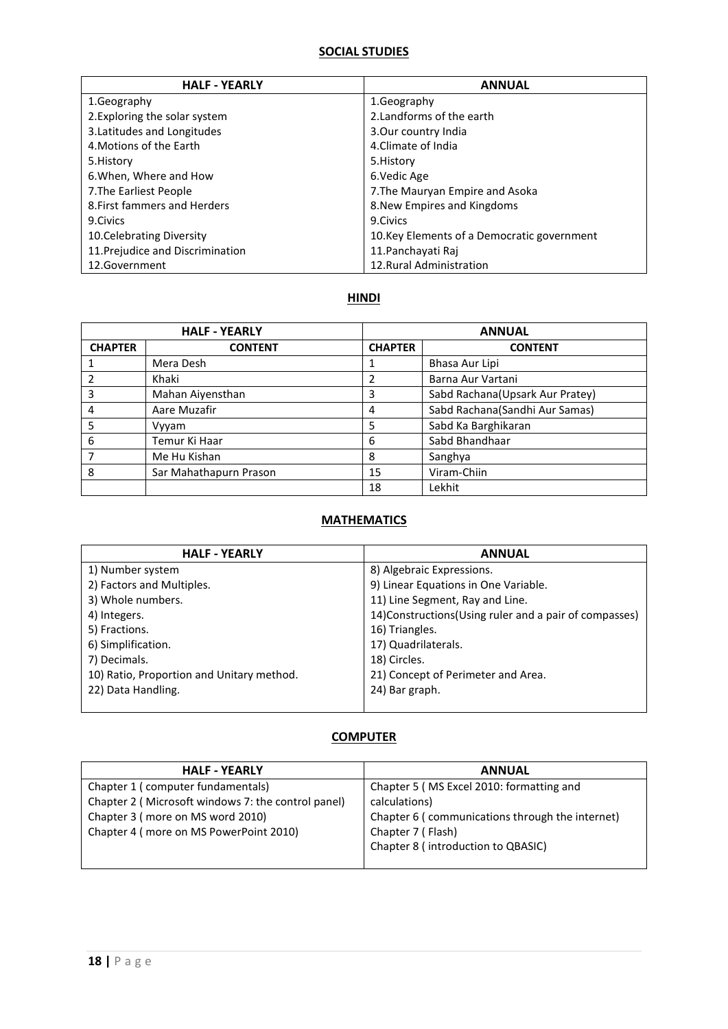## SOCIAL STUDIES

| HALF - YEARLY | ANNUAL |
|---|---|
| 1.Geography | 1.Geography |
| 2.Exploring the solar system | 2.Landforms of the earth |
| 3.Latitudes and Longitudes | 3.Our country India |
| 4.Motions of the Earth | 4.Climate of India |
| 5.History | 5.History |
| 6.When, Where and How | 6.Vedic Age |
| 7.The Earliest People | 7.The Mauryan Empire and Asoka |
| 8.First fammers and Herders | 8.New Empires and Kingdoms |
| 9.Civics | 9.Civics |
| 10.Celebrating Diversity | 10.Key Elements of a Democratic government |
| 11.Prejudice and Discrimination | 11.Panchayati Raj |
| 12.Government | 12.Rural Administration |

## HINDI

| HALF - YEARLY | | ANNUAL | |
|---|---|---|---|
| CHAPTER | CONTENT | CHAPTER | CONTENT |
| 1 | Mera Desh | 1 | Bhasa Aur Lipi |
| 2 | Khaki | 2 | Barna Aur Vartani |
| 3 | Mahan Aiyensthan | 3 | Sabd Rachana(Upsark Aur Pratey) |
| 4 | Aare Muzafir | 4 | Sabd Rachana(Sandhi Aur Samas) |
| 5 | Vyyam | 5 | Sabd Ka Barghikaran |
| 6 | Temur Ki Haar | 6 | Sabd Bhandhaar |
| 7 | Me Hu Kishan | 8 | Sanghya |
| 8 | Sar Mahathapurn Prason | 15 | Viram-Chiin |
| | | 18 | Lekhit |

## MATHEMATICS

| HALF - YEARLY | ANNUAL |
|---|---|
| 1) Number system | 8) Algebraic Expressions. |
| 2) Factors and Multiples. | 9) Linear Equations in One Variable. |
| 3) Whole numbers. | 11) Line Segment, Ray and Line. |
| 4) Integers. | 14)Constructions(Using ruler and a pair of compasses) |
| 5) Fractions. | 16) Triangles. |
| 6) Simplification. | 17) Quadrilaterals. |
| 7) Decimals. | 18) Circles. |
| 10) Ratio, Proportion and Unitary method. | 21) Concept of Perimeter and Area. |
| 22) Data Handling. | 24) Bar graph. |

## COMPUTER

| HALF - YEARLY | ANNUAL |
|---|---|
| Chapter 1 ( computer fundamentals) | Chapter 5 ( MS Excel 2010: formatting and calculations) |
| Chapter 2 ( Microsoft windows 7: the control panel) | Chapter 6 ( communications through the internet) |
| Chapter 3 ( more on MS word 2010) | Chapter 7 ( Flash) |
| Chapter 4 ( more on MS PowerPoint 2010) | Chapter 8 ( introduction to QBASIC) |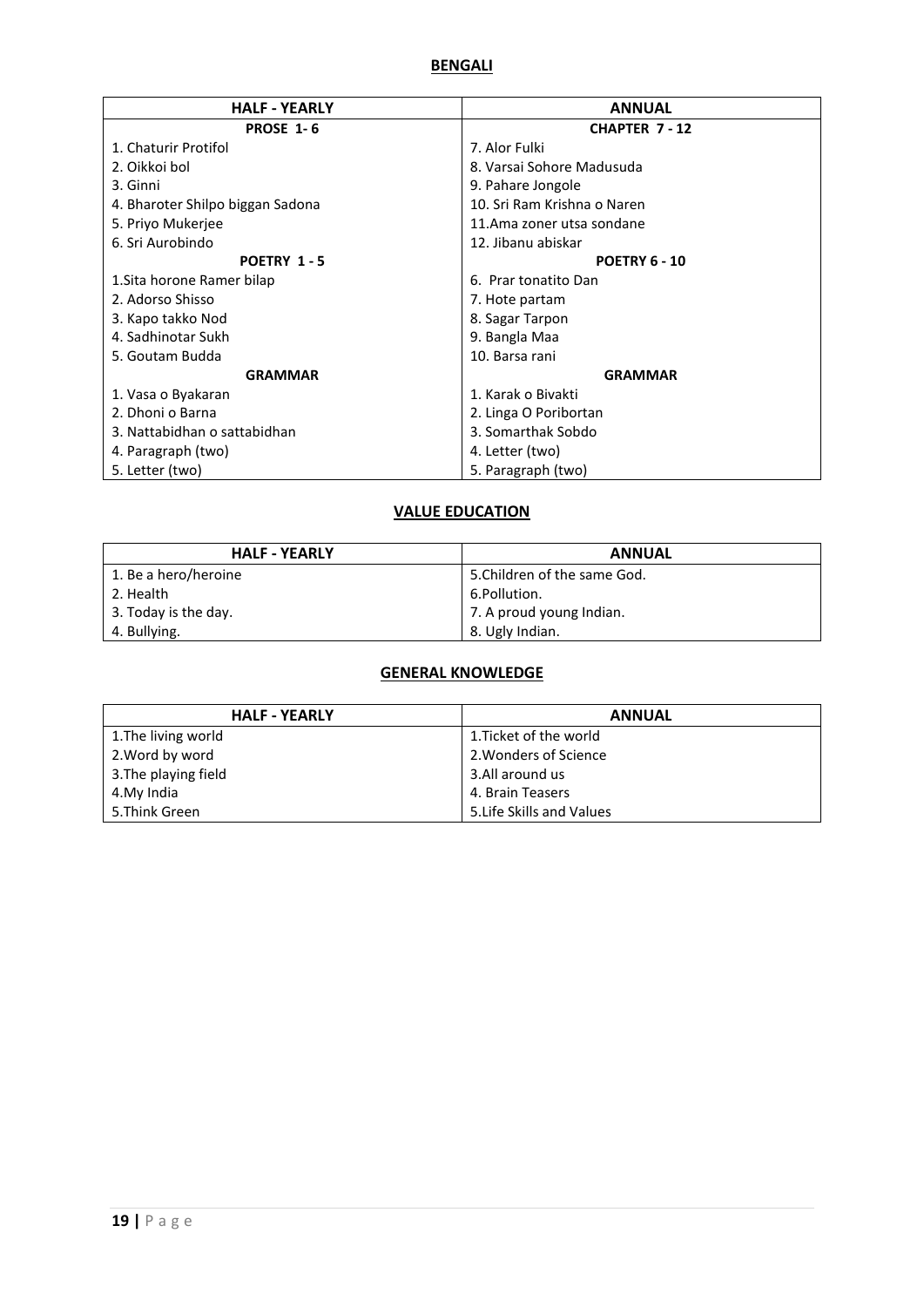## BENGALI

| HALF - YEARLY | ANNUAL |
|---|---|
| **PROSE 1- 6** | **CHAPTER 7 - 12** |
| 1. Chaturir Protifol | 7. Alor Fulki |
| 2. Oikkoi bol | 8. Varsai Sohore Madusuda |
| 3. Ginni | 9. Pahare Jongole |
| 4. Bharoter Shilpo biggan Sadona | 10. Sri Ram Krishna o Naren |
| 5. Priyo Mukerjee | 11.Ama zoner utsa sondane |
| 6. Sri Aurobindo | 12. Jibanu abiskar |
| **POETRY 1 - 5** | **POETRY 6 - 10** |
| 1.Sita horone Ramer bilap | 6. Prar tonatito Dan |
| 2. Adorso Shisso | 7. Hote partam |
| 3. Kapo takko Nod | 8. Sagar Tarpon |
| 4. Sadhinotar Sukh | 9. Bangla Maa |
| 5. Goutam Budda | 10. Barsa rani |
| **GRAMMAR** | **GRAMMAR** |
| 1. Vasa o Byakaran | 1. Karak o Bivakti |
| 2. Dhoni o Barna | 2. Linga O Poribortan |
| 3. Nattabidhan o sattabidhan | 3. Somarthak Sobdo |
| 4. Paragraph (two) | 4. Letter (two) |
| 5. Letter (two) | 5. Paragraph (two) |

## VALUE EDUCATION

| HALF - YEARLY | ANNUAL |
|---|---|
| 1. Be a hero/heroine | 5.Children of the same God. |
| 2. Health | 6.Pollution. |
| 3. Today is the day. | 7. A proud young Indian. |
| 4. Bullying. | 8. Ugly Indian. |

## GENERAL KNOWLEDGE

| HALF - YEARLY | ANNUAL |
|---|---|
| 1.The living world | 1.Ticket of the world |
| 2.Word by word | 2.Wonders of Science |
| 3.The playing field | 3.All around us |
| 4.My India | 4. Brain Teasers |
| 5.Think Green | 5.Life Skills and Values |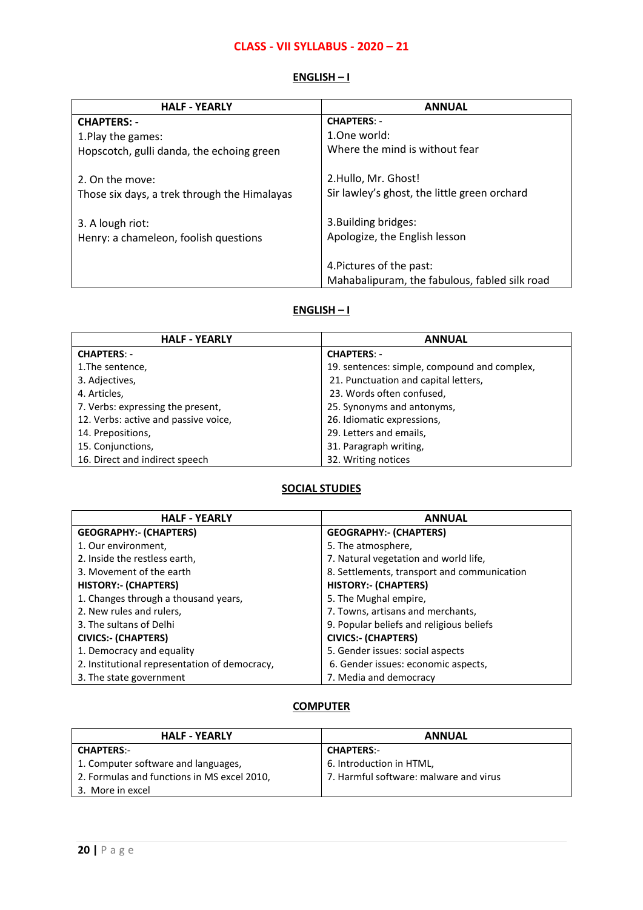# CLASS - VII SYLLABUS - 2020 – 21

## ENGLISH – I

| HALF - YEARLY | ANNUAL |
|---|---|
| **CHAPTERS: -** | **CHAPTERS**: - |
| 1.Play the games: | 1.One world: |
| Hopscotch, gulli danda, the echoing green | Where the mind is without fear |
| 2. On the move: | 2.Hullo, Mr. Ghost! |
| Those six days, a trek through the Himalayas | Sir lawley's ghost, the little green orchard |
| 3. A lough riot: | 3.Building bridges: |
| Henry: a chameleon, foolish questions | Apologize, the English lesson |
| | 4.Pictures of the past: |
| | Mahabalipuram, the fabulous, fabled silk road |

## ENGLISH – I

| HALF - YEARLY | ANNUAL |
|---|---|
| **CHAPTERS**: - | **CHAPTERS**: - |
| 1.The sentence, | 19. sentences: simple, compound and complex, |
| 3. Adjectives, | 21. Punctuation and capital letters, |
| 4. Articles, | 23. Words often confused, |
| 7. Verbs: expressing the present, | 25. Synonyms and antonyms, |
| 12. Verbs: active and passive voice, | 26. Idiomatic expressions, |
| 14. Prepositions, | 29. Letters and emails, |
| 15. Conjunctions, | 31. Paragraph writing, |
| 16. Direct and indirect speech | 32. Writing notices |

## SOCIAL STUDIES

| HALF - YEARLY | ANNUAL |
|---|---|
| **GEOGRAPHY:- (CHAPTERS)** | **GEOGRAPHY:- (CHAPTERS)** |
| 1. Our environment, | 5. The atmosphere, |
| 2. Inside the restless earth, | 7. Natural vegetation and world life, |
| 3. Movement of the earth | 8. Settlements, transport and communication |
| **HISTORY:- (CHAPTERS)** | **HISTORY:- (CHAPTERS)** |
| 1. Changes through a thousand years, | 5. The Mughal empire, |
| 2. New rules and rulers, | 7. Towns, artisans and merchants, |
| 3. The sultans of Delhi | 9. Popular beliefs and religious beliefs |
| **CIVICS:- (CHAPTERS)** | **CIVICS:- (CHAPTERS)** |
| 1. Democracy and equality | 5. Gender issues: social aspects |
| 2. Institutional representation of democracy, | 6. Gender issues: economic aspects, |
| 3. The state government | 7. Media and democracy |

## COMPUTER

| HALF - YEARLY | ANNUAL |
|---|---|
| **CHAPTERS**:- | **CHAPTERS**:- |
| 1. Computer software and languages, | 6. Introduction in HTML, |
| 2. Formulas and functions in MS excel 2010, | 7. Harmful software: malware and virus |
| 3. More in excel | |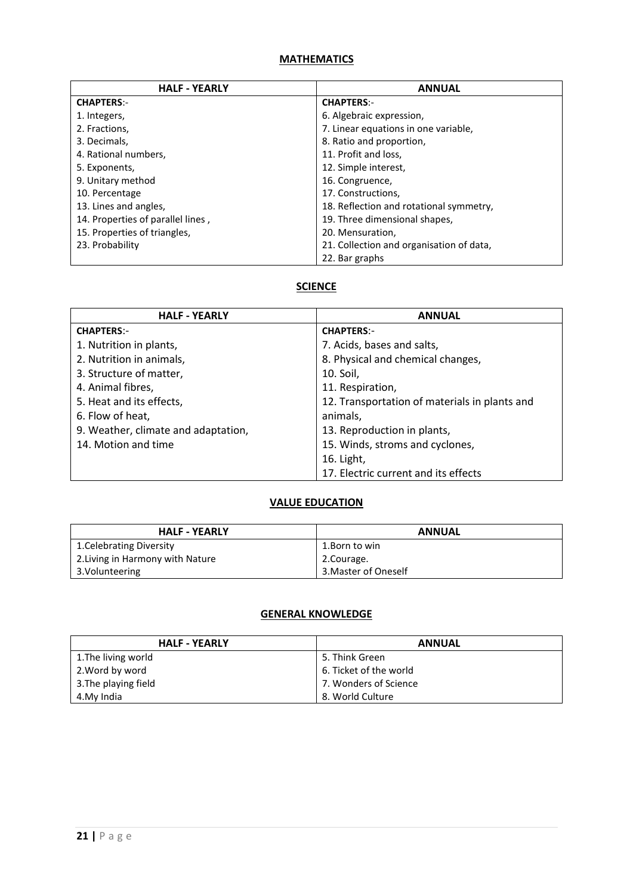## MATHEMATICS

| HALF - YEARLY | ANNUAL |
|---|---|
| **CHAPTERS**:- | **CHAPTERS**:- |
| 1. Integers, | 6. Algebraic expression, |
| 2. Fractions, | 7. Linear equations in one variable, |
| 3. Decimals, | 8. Ratio and proportion, |
| 4. Rational numbers, | 11. Profit and loss, |
| 5. Exponents, | 12. Simple interest, |
| 9. Unitary method | 16. Congruence, |
| 10. Percentage | 17. Constructions, |
| 13. Lines and angles, | 18. Reflection and rotational symmetry, |
| 14. Properties of parallel lines , | 19. Three dimensional shapes, |
| 15. Properties of triangles, | 20. Mensuration, |
| 23. Probability | 21. Collection and organisation of data, |
| | 22. Bar graphs |

## SCIENCE

| HALF - YEARLY | ANNUAL |
|---|---|
| **CHAPTERS**:- | **CHAPTERS**:- |
| 1. Nutrition in plants, | 7. Acids, bases and salts, |
| 2. Nutrition in animals, | 8. Physical and chemical changes, |
| 3. Structure of matter, | 10. Soil, |
| 4. Animal fibres, | 11. Respiration, |
| 5. Heat and its effects, | 12. Transportation of materials in plants and animals, |
| 6. Flow of heat, | 13. Reproduction in plants, |
| 9. Weather, climate and adaptation, | 15. Winds, stroms and cyclones, |
| 14. Motion and time | 16. Light, |
| | 17. Electric current and its effects |

## VALUE EDUCATION

| HALF - YEARLY | ANNUAL |
|---|---|
| 1.Celebrating Diversity | 1.Born to win |
| 2.Living in Harmony with Nature | 2.Courage. |
| 3.Volunteering | 3.Master of Oneself |

## GENERAL KNOWLEDGE

| HALF - YEARLY | ANNUAL |
|---|---|
| 1.The living world | 5. Think Green |
| 2.Word by word | 6. Ticket of the world |
| 3.The playing field | 7. Wonders of Science |
| 4.My India | 8. World Culture |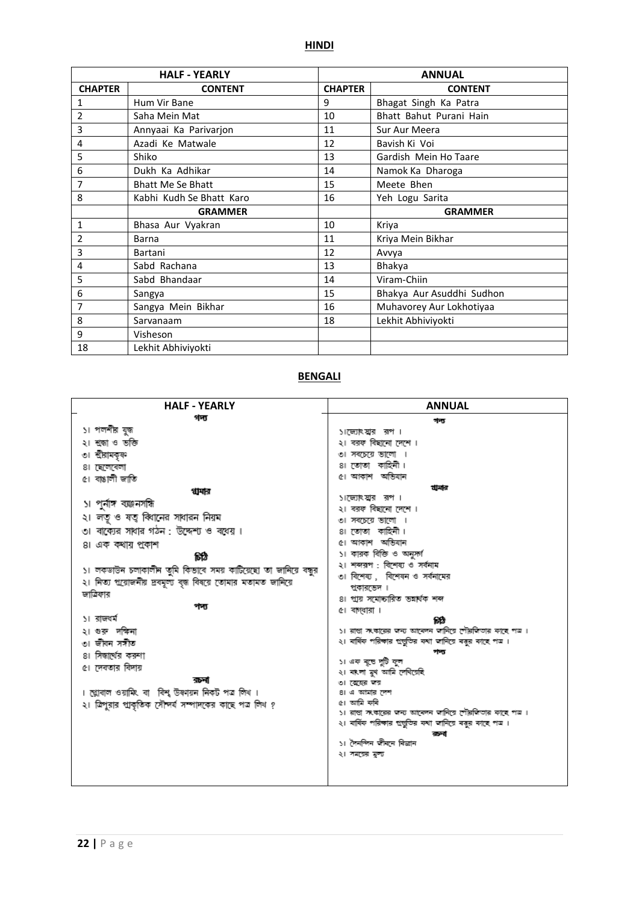## HINDI

| HALF - YEARLY | | ANNUAL | |
|---|---|---|---|
| **CHAPTER** | **CONTENT** | **CHAPTER** | **CONTENT** |
| 1 | Hum Vir Bane | 9 | Bhagat Singh Ka Patra |
| 2 | Saha Mein Mat | 10 | Bhatt Bahut Purani Hain |
| 3 | Annyaai Ka Parivarjon | 11 | Sur Aur Meera |
| 4 | Azadi Ke Matwale | 12 | Bavish Ki Voi |
| 5 | Shiko | 13 | Gardish Mein Ho Taare |
| 6 | Dukh Ka Adhikar | 14 | Namok Ka Dharoga |
| 7 | Bhatt Me Se Bhatt | 15 | Meete Bhen |
| 8 | Kabhi Kudh Se Bhatt Karo | 16 | Yeh Logu Sarita |
| | **GRAMMER** | | **GRAMMER** |
| 1 | Bhasa Aur Vyakran | 10 | Kriya |
| 2 | Barna | 11 | Kriya Mein Bikhar |
| 3 | Bartani | 12 | Avvya |
| 4 | Sabd Rachana | 13 | Bhakya |
| 5 | Sabd Bhandaar | 14 | Viram-Chiin |
| 6 | Sangya | 15 | Bhakya Aur Asuddhi Sudhon |
| 7 | Sangya Mein Bikhar | 16 | Muhavorey Aur Lokhotiyaa |
| 8 | Sarvanaam | 18 | Lekhit Abhiviyokti |
| 9 | Visheson | | |
| 18 | Lekhit Abhiviyokti | | |

## BENGALI

| HALF - YEARLY | ANNUAL |
|---|---|
| **গদ্য**<br>১। পলাশীর যুদ্ধ<br>২। শ্রদ্ধা ও ভক্তি<br>৩। শ্রীরামকৃষ্ণ<br>৪। ছেলেবেলা<br>৫। বাঙালী জাতি<br>**গ্রামার**<br>১। পূর্ণাঙ্গ ব্যঞ্জনসন্ধি<br>২। ণত্ব ও ষত্ব বিধানের সাধারন নিয়ম<br>৩। বাক্যের সাধার গঠন : উদ্দেশ্য ও বধেয়।<br>৪। এক কথায় প্রকাশ<br>**চিঠি**<br>১। লকডাউন চলাকালীন তুমি কিভাবে সময় কাটিয়েছো তা জানিয়ে বন্ধুর<br>২। নিত্য প্রয়োজনীয় দ্রব্যমূল্য বৃদ্ধ বিষয়ে তোমার মতামত জানিয়ে জানিবার<br>**পদ্য**<br>১। রাজধর্ম<br>২। গুরু দক্ষিনা<br>৩। জীবন সঙ্গীত<br>৪। সিদ্ধার্থের করুণা<br>৫। দেবতার বিদায়<br>**রচনা**<br>। গ্লোবাল ওয়ার্মিং বা বিশ্ব উষ্ণায়ন নিকট পত্র লিখ।<br>২। ত্রিপুরার প্রাকৃতিক সৌন্দর্য সম্পাদকের কাছে পত্র লিখ ? | **গদ্য**<br>১।জ্যোৎস্নার রূপ।<br>২। বরফ বিছানো দেশে।<br>৩। সবচেয়ে ভালো ।<br>৪। তোতা কাহিনী।<br>৫। আকাশ অভিযান<br>**গ্রামার**<br>১।জ্যোৎস্নার রূপ।<br>২। বরফ বিছানো দেশে।<br>৩। সবচেয়ে ভালো ।<br>৪। তোতা কাহিনী।<br>৫। আকাশ অভিযান<br>১। কারক বিভক্তি ও অনুসর্গ<br>২। শব্দরূপ : বিশেষ্য ও সর্বনাম<br>৩। বিশেষ্য , বিশেষন ও সর্বনামের প্রকারভেদ।<br>৪। প্রায় সমোচ্চারিত ভিন্নার্থক শব্দ<br>৫। বাগধারা।<br>**চিঠি**<br>১। রাস্তা সংস্কারের জন্য আবেদন জানিয়ে পৌরপিতার কাছে পত্র।<br>২। বার্ষিক পরিক্ষার প্রস্তুতির কথা জানিয়ে বন্ধুর কাছে পত্র।<br>**পদ্য**<br>১। এক বৃন্তে দুটি ফুল<br>২। বাংলা মুখ আমি দেখিয়াছি<br>৩। মেয়েরে জয়<br>৪। এ আমার দেশ<br>৫। আমি কবি<br>১। রাস্তা সংস্কারের জন্য আবেদন জানিয়ে পৌরপিতার কাছে পত্র।<br>২। বার্ষিক পরিক্ষার প্রস্তুতির কথা জানিয়ে বন্ধুর কাছে পত্র।<br>**রচনা**<br>১। দৈনন্দিন জীবনে বিজ্ঞান<br>২। সময়ের মূল্য |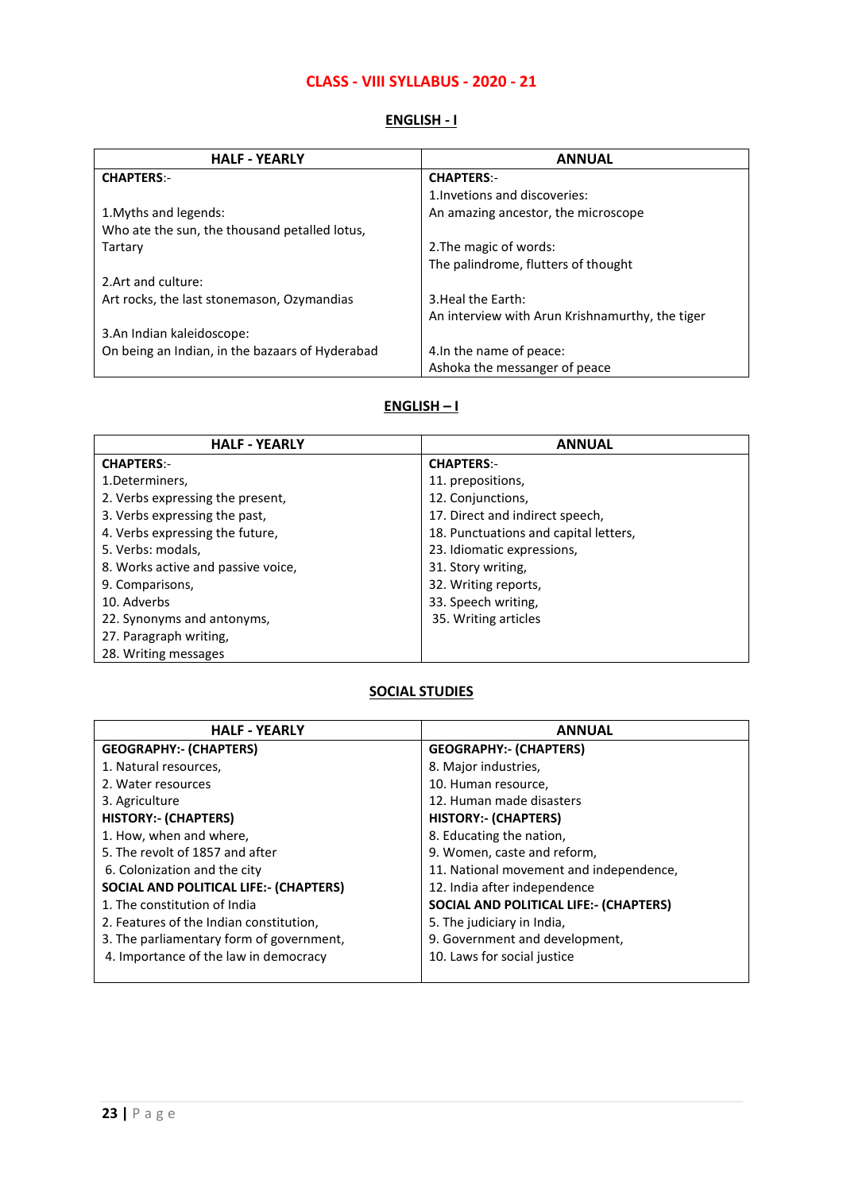# CLASS - VIII SYLLABUS - 2020 - 21

## ENGLISH - I

| HALF - YEARLY | ANNUAL |
|---|---|
| **CHAPTERS**:- | **CHAPTERS**:- |
| | 1.Invetions and discoveries: |
| 1.Myths and legends: | An amazing ancestor, the microscope |
| Who ate the sun, the thousand petalled lotus, | |
| Tartary | 2.The magic of words: |
| | The palindrome, flutters of thought |
| 2.Art and culture: | |
| Art rocks, the last stonemason, Ozymandias | 3.Heal the Earth: |
| | An interview with Arun Krishnamurthy, the tiger |
| 3.An Indian kaleidoscope: | |
| On being an Indian, in the bazaars of Hyderabad | 4.In the name of peace: |
| | Ashoka the messanger of peace |

## ENGLISH – I

| HALF - YEARLY | ANNUAL |
|---|---|
| **CHAPTERS**:- | **CHAPTERS**:- |
| 1.Determiners, | 11. prepositions, |
| 2. Verbs expressing the present, | 12. Conjunctions, |
| 3. Verbs expressing the past, | 17. Direct and indirect speech, |
| 4. Verbs expressing the future, | 18. Punctuations and capital letters, |
| 5. Verbs: modals, | 23. Idiomatic expressions, |
| 8. Works active and passive voice, | 31. Story writing, |
| 9. Comparisons, | 32. Writing reports, |
| 10. Adverbs | 33. Speech writing, |
| 22. Synonyms and antonyms, | 35. Writing articles |
| 27. Paragraph writing, | |
| 28. Writing messages | |

## SOCIAL STUDIES

| HALF - YEARLY | ANNUAL |
|---|---|
| **GEOGRAPHY:- (CHAPTERS)** | **GEOGRAPHY:- (CHAPTERS)** |
| 1. Natural resources, | 8. Major industries, |
| 2. Water resources | 10. Human resource, |
| 3. Agriculture | 12. Human made disasters |
| **HISTORY:- (CHAPTERS)** | **HISTORY:- (CHAPTERS)** |
| 1. How, when and where, | 8. Educating the nation, |
| 5. The revolt of 1857 and after | 9. Women, caste and reform, |
| 6. Colonization and the city | 11. National movement and independence, |
| **SOCIAL AND POLITICAL LIFE:- (CHAPTERS)** | 12. India after independence |
| 1. The constitution of India | **SOCIAL AND POLITICAL LIFE:- (CHAPTERS)** |
| 2. Features of the Indian constitution, | 5. The judiciary in India, |
| 3. The parliamentary form of government, | 9. Government and development, |
| 4. Importance of the law in democracy | 10. Laws for social justice |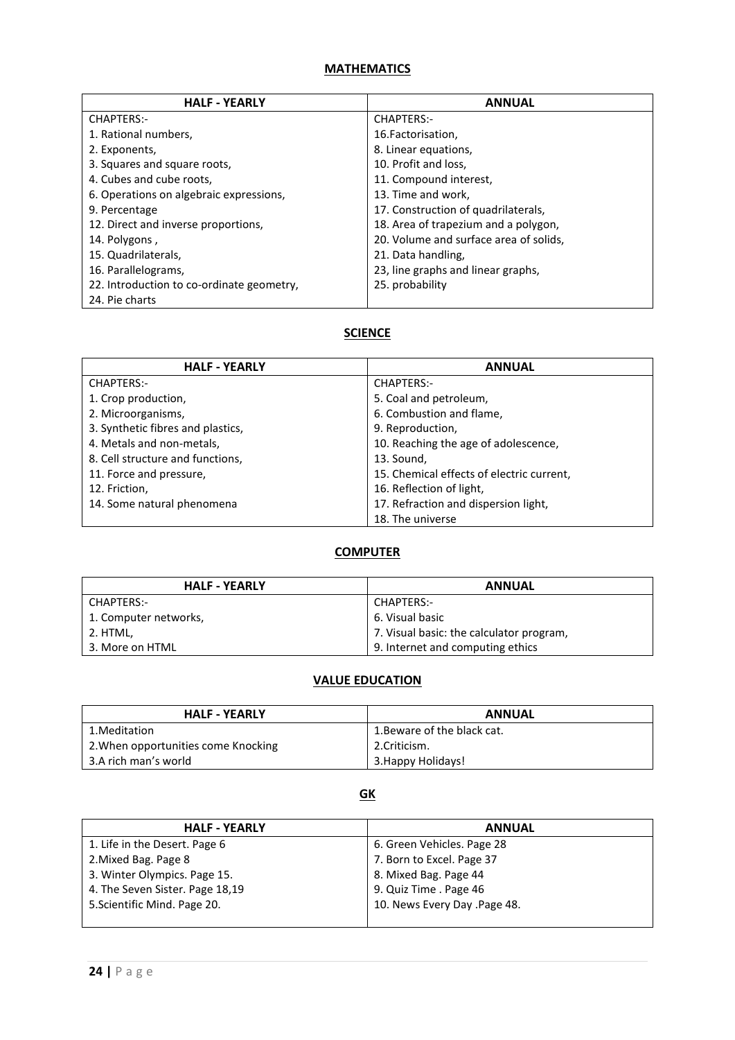## MATHEMATICS

| HALF - YEARLY | ANNUAL |
|---|---|
| CHAPTERS:- | CHAPTERS:- |
| 1. Rational numbers, | 16.Factorisation, |
| 2. Exponents, | 8. Linear equations, |
| 3. Squares and square roots, | 10. Profit and loss, |
| 4. Cubes and cube roots, | 11. Compound interest, |
| 6. Operations on algebraic expressions, | 13. Time and work, |
| 9. Percentage | 17. Construction of quadrilaterals, |
| 12. Direct and inverse proportions, | 18. Area of trapezium and a polygon, |
| 14. Polygons , | 20. Volume and surface area of solids, |
| 15. Quadrilaterals, | 21. Data handling, |
| 16. Parallelograms, | 23, line graphs and linear graphs, |
| 22. Introduction to co-ordinate geometry, | 25. probability |
| 24. Pie charts | |

## SCIENCE

| HALF - YEARLY | ANNUAL |
|---|---|
| CHAPTERS:- | CHAPTERS:- |
| 1. Crop production, | 5. Coal and petroleum, |
| 2. Microorganisms, | 6. Combustion and flame, |
| 3. Synthetic fibres and plastics, | 9. Reproduction, |
| 4. Metals and non-metals, | 10. Reaching the age of adolescence, |
| 8. Cell structure and functions, | 13. Sound, |
| 11. Force and pressure, | 15. Chemical effects of electric current, |
| 12. Friction, | 16. Reflection of light, |
| 14. Some natural phenomena | 17. Refraction and dispersion light, |
| | 18. The universe |

## COMPUTER

| HALF - YEARLY | ANNUAL |
|---|---|
| CHAPTERS:- | CHAPTERS:- |
| 1. Computer networks, | 6. Visual basic |
| 2. HTML, | 7. Visual basic: the calculator program, |
| 3. More on HTML | 9. Internet and computing ethics |

## VALUE EDUCATION

| HALF - YEARLY | ANNUAL |
|---|---|
| 1.Meditation | 1.Beware of the black cat. |
| 2.When opportunities come Knocking | 2.Criticism. |
| 3.A rich man's world | 3.Happy Holidays! |

## GK

| HALF - YEARLY | ANNUAL |
|---|---|
| 1. Life in the Desert. Page 6 | 6. Green Vehicles. Page 28 |
| 2.Mixed Bag. Page 8 | 7. Born to Excel. Page 37 |
| 3. Winter Olympics. Page 15. | 8. Mixed Bag. Page 44 |
| 4. The Seven Sister. Page 18,19 | 9. Quiz Time . Page 46 |
| 5.Scientific Mind. Page 20. | 10. News Every Day .Page 48. |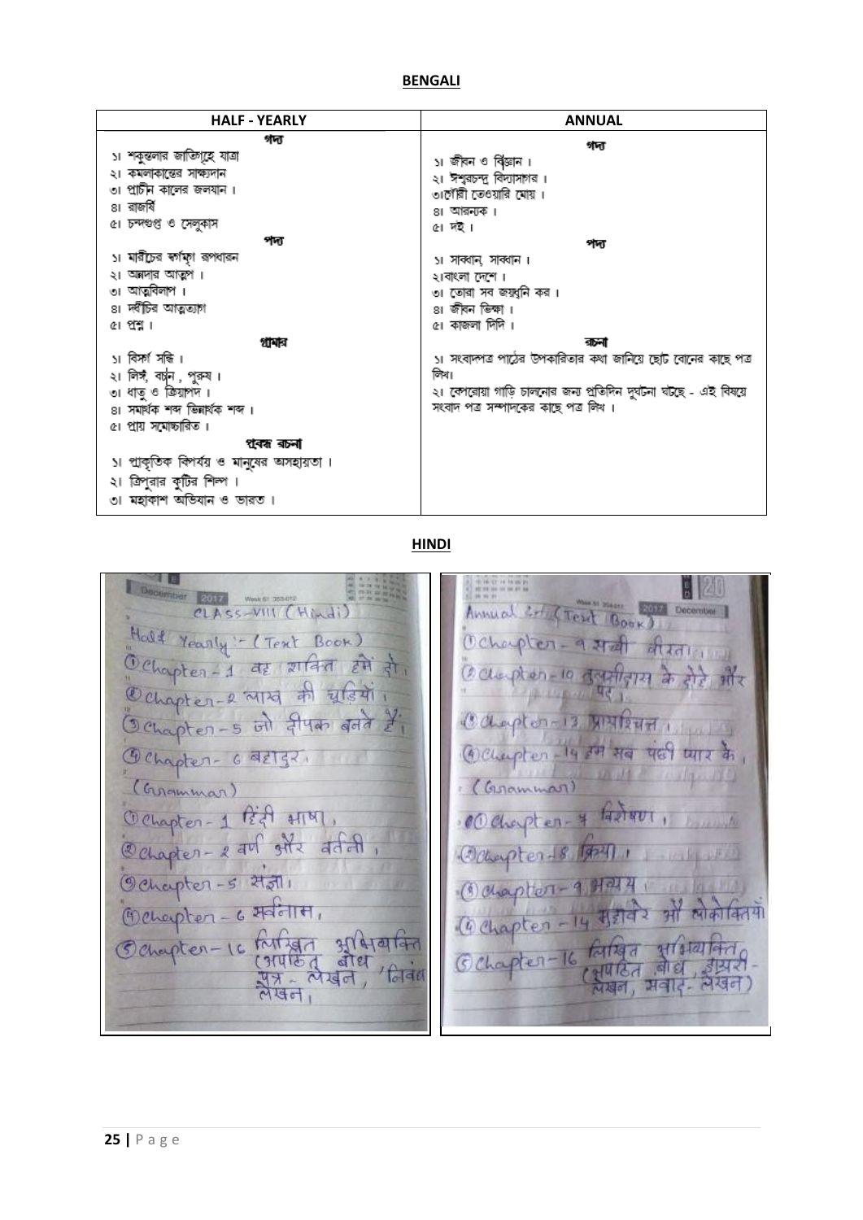**BENGALI**

| HALF - YEARLY | ANNUAL |
|---|---|
| **গদ্য**<br>১। শকুন্তলার জাতিগৃহে যাত্রা<br>২। কমলাকান্তের সাক্ষ্যদান<br>৩। প্রাচীন কালের জলযান।<br>৪। রাজর্ষি<br>৫। চন্দ্রগুপ্ত ও সেলুকাস<br>**পদ্য**<br>১। মারীচের স্বর্ণমৃগ রূপধারন<br>২। অন্নদার আত্মপ।<br>৩। আত্মবিলাপ।<br>৪। দধীচির আত্মত্যাগ<br>৫। প্রশ্ন।<br>**গ্রামার**<br>১। বিসর্গ সন্ধি।<br>২। লিঙ্গ, বচন, পুরুষ।<br>৩। ধাতু ও ক্রিয়াপদ।<br>৪। সমার্থক শব্দ ভিন্নার্থক শব্দ।<br>৫। প্রায় সমোচ্চারিত।<br>**প্রবন্ধ রচনা**<br>১। প্রাকৃতিক বিপর্যয় ও মানুষের অসহায়তা।<br>২। ত্রিপুরার কুটির শিল্প।<br>৩। মহাকাশ অভিযান ও ভারত। | **গদ্য**<br>১। জীবন ও বিজ্ঞান।<br>২। ঈশ্বরচন্দ্র বিদ্যাসাগর।<br>৩।গৌরী তেওয়ারি মোয়।<br>৪। আরন্যক।<br>৫। দই।<br>**পদ্য**<br>১। সাবধান, সাবধান।<br>২।বাংলা দেশে।<br>৩। তোরা সব জয়ধ্বনি কর।<br>৪। জীবন ভিক্ষা।<br>৫। কাজলা দিদি।<br>**রচনা**<br>১। সংবাদপত্র পাঠের উপকারিতার কথা জানিয়ে ছোট বোনের কাছে পত্র লিখ।<br>২। বেপরোয়া গাড়ি চালানোর জন্য প্রতিদিন দুর্ঘটনা ঘটছে - এই বিষয়ে সংবাদ পত্র সম্পাদকের কাছে পত্র লিখ। |

**HINDI**

| | |
|---|---|
| CLASS-VIII (Hindi)<br>Half Yearly :- (Text Book)<br>① Chapter-1 वह शक्ति हमें दो।<br>② Chapter-2 लाख की चूड़ियाँ।<br>③ Chapter-5 जो दीपक बनते हैं।<br>④ Chapter-6 बहादुर।<br>(Grammar)<br>① Chapter-1 हिंदी भाषा।<br>② Chapter-2 वर्ण और वर्तनी।<br>③ Chapter-5 संज्ञा।<br>④ Chapter-6 सर्वनाम।<br>⑤ Chapter-16 लिखित अभिव्यक्ति (अपठित बोध, पत्र-लेखन, निबंध लेखन। | Annual Ext. (Text Book)<br>① Chapter-9 सच्ची वीरता।<br>② Chapter-10 तुलसीदास के दोहे और पद।<br>③ Chapter-13 प्रायश्चित्त।<br>④ Chapter-14 हम सब पंछी प्यार के।<br>(Grammar)<br>① Chapter-7 विशेषण।<br>② Chapter-8 क्रिया।<br>③ Chapter-9 अव्यय।<br>④ Chapter-14 मुहावरे और लोकोक्तियाँ<br>⑤ Chapter-16 लिखित अभिव्यक्ति (अपठित बोध, डायरी-लेखन, संवाद-लेखन) |